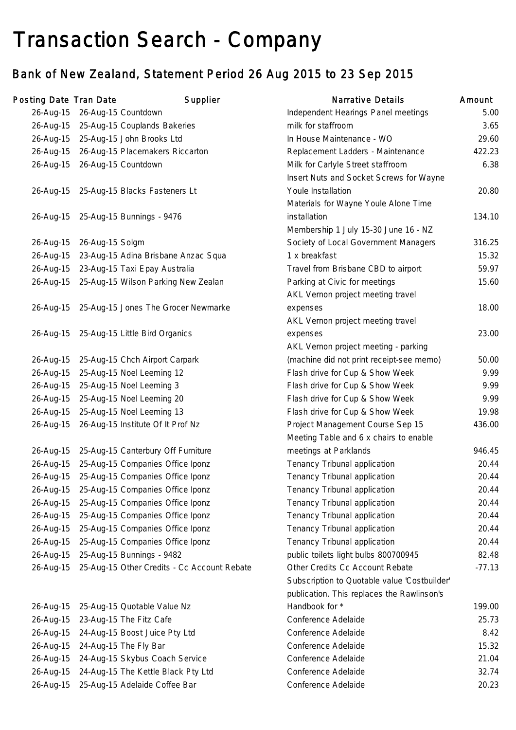# Transaction Search - Company

## Bank of New Zealand, Statement Period 26 Aug 2015 to 23 Sep 2015

| Posting Date | Tran Date | Supplier | Narrative Details | Amount |
|---|---|---|---|---|
| 26-Aug-15 | 26-Aug-15 | Countdown | Independent Hearings Panel meetings | 5.00 |
| 26-Aug-15 | 25-Aug-15 | Couplands Bakeries | milk for staffroom | 3.65 |
| 26-Aug-15 | 25-Aug-15 | John Brooks Ltd | In House Maintenance - WO | 29.60 |
| 26-Aug-15 | 26-Aug-15 | Placemakers Riccarton | Replacement Ladders - Maintenance | 422.23 |
| 26-Aug-15 | 26-Aug-15 | Countdown | Milk for Carlyle Street staffroom | 6.38 |
| 26-Aug-15 | 25-Aug-15 | Blacks Fasteners Lt | Insert Nuts and Socket Screws for Wayne Youle Installation | 20.80 |
| 26-Aug-15 | 25-Aug-15 | Bunnings - 9476 | Materials for Wayne Youle Alone Time installation | 134.10 |
| 26-Aug-15 | 26-Aug-15 | Solgm | Membership 1 July 15-30 June 16 - NZ Society of Local Government Managers | 316.25 |
| 26-Aug-15 | 23-Aug-15 | Adina Brisbane Anzac Squa | 1 x breakfast | 15.32 |
| 26-Aug-15 | 23-Aug-15 | Taxi Epay Australia | Travel from Brisbane CBD to airport | 59.97 |
| 26-Aug-15 | 25-Aug-15 | Wilson Parking New Zealan | Parking at Civic for meetings | 15.60 |
| 26-Aug-15 | 25-Aug-15 | Jones The Grocer Newmarke | AKL Vernon project meeting travel expenses | 18.00 |
| 26-Aug-15 | 25-Aug-15 | Little Bird Organics | AKL Vernon project meeting travel expenses | 23.00 |
| 26-Aug-15 | 25-Aug-15 | Chch Airport Carpark | AKL Vernon project meeting - parking (machine did not print receipt-see memo) | 50.00 |
| 26-Aug-15 | 25-Aug-15 | Noel Leeming 12 | Flash drive for Cup & Show Week | 9.99 |
| 26-Aug-15 | 25-Aug-15 | Noel Leeming 3 | Flash drive for Cup & Show Week | 9.99 |
| 26-Aug-15 | 25-Aug-15 | Noel Leeming 20 | Flash drive for Cup & Show Week | 9.99 |
| 26-Aug-15 | 25-Aug-15 | Noel Leeming 13 | Flash drive for Cup & Show Week | 19.98 |
| 26-Aug-15 | 26-Aug-15 | Institute Of It Prof Nz | Project Management Course Sep 15 | 436.00 |
| 26-Aug-15 | 25-Aug-15 | Canterbury Off Furniture | Meeting Table and 6 x chairs to enable meetings at Parklands | 946.45 |
| 26-Aug-15 | 25-Aug-15 | Companies Office Iponz | Tenancy Tribunal application | 20.44 |
| 26-Aug-15 | 25-Aug-15 | Companies Office Iponz | Tenancy Tribunal application | 20.44 |
| 26-Aug-15 | 25-Aug-15 | Companies Office Iponz | Tenancy Tribunal application | 20.44 |
| 26-Aug-15 | 25-Aug-15 | Companies Office Iponz | Tenancy Tribunal application | 20.44 |
| 26-Aug-15 | 25-Aug-15 | Companies Office Iponz | Tenancy Tribunal application | 20.44 |
| 26-Aug-15 | 25-Aug-15 | Companies Office Iponz | Tenancy Tribunal application | 20.44 |
| 26-Aug-15 | 25-Aug-15 | Companies Office Iponz | Tenancy Tribunal application | 20.44 |
| 26-Aug-15 | 25-Aug-15 | Bunnings - 9482 | public toilets light bulbs 800700945 | 82.48 |
| 26-Aug-15 | 25-Aug-15 | Other Credits - Cc Account Rebate | Other Credits Cc Account Rebate | -77.13 |
| 26-Aug-15 | 25-Aug-15 | Quotable Value Nz | Subscription to Quotable value 'Costbuilder' publication. This replaces the Rawlinson's Handbook for * | 199.00 |
| 26-Aug-15 | 23-Aug-15 | The Fitz Cafe | Conference Adelaide | 25.73 |
| 26-Aug-15 | 24-Aug-15 | Boost Juice Pty Ltd | Conference Adelaide | 8.42 |
| 26-Aug-15 | 24-Aug-15 | The Fly Bar | Conference Adelaide | 15.32 |
| 26-Aug-15 | 24-Aug-15 | Skybus Coach Service | Conference Adelaide | 21.04 |
| 26-Aug-15 | 24-Aug-15 | The Kettle Black Pty Ltd | Conference Adelaide | 32.74 |
| 26-Aug-15 | 25-Aug-15 | Adelaide Coffee Bar | Conference Adelaide | 20.23 |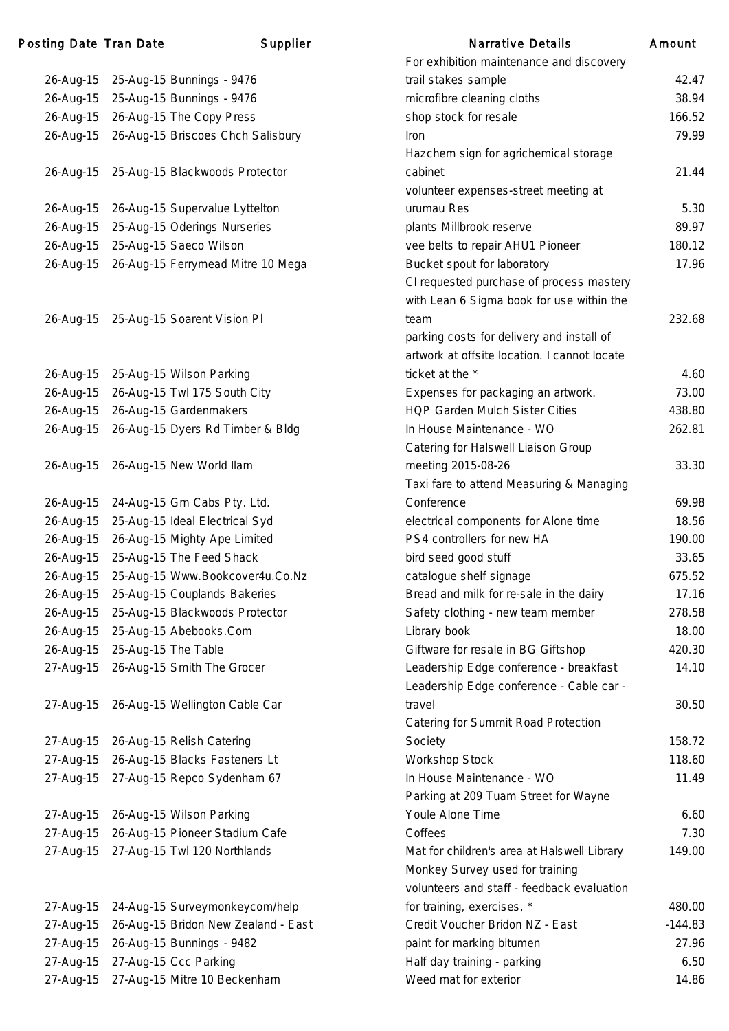| Posting Date | Tran Date | Supplier | Narrative Details | Amount |
|---|---|---|---|---|
| 26-Aug-15 | 25-Aug-15 | Bunnings - 9476 | For exhibition maintenance and discovery trail stakes sample | 42.47 |
| 26-Aug-15 | 25-Aug-15 | Bunnings - 9476 | microfibre cleaning cloths | 38.94 |
| 26-Aug-15 | 26-Aug-15 | The Copy Press | shop stock for resale | 166.52 |
| 26-Aug-15 | 26-Aug-15 | Briscoes Chch Salisbury | Iron | 79.99 |
| 26-Aug-15 | 25-Aug-15 | Blackwoods Protector | Hazchem sign for agrichemical storage cabinet | 21.44 |
| 26-Aug-15 | 26-Aug-15 | Supervalue Lyttelton | volunteer expenses-street meeting at urumau Res | 5.30 |
| 26-Aug-15 | 25-Aug-15 | Oderings Nurseries | plants Millbrook reserve | 89.97 |
| 26-Aug-15 | 25-Aug-15 | Saeco Wilson | vee belts to repair AHU1 Pioneer | 180.12 |
| 26-Aug-15 | 26-Aug-15 | Ferrymead Mitre 10 Mega | Bucket spout for laboratory | 17.96 |
| 26-Aug-15 | 25-Aug-15 | Soarent Vision Pl | CI requested purchase of process mastery with Lean 6 Sigma book for use within the team | 232.68 |
| 26-Aug-15 | 25-Aug-15 | Wilson Parking | parking costs for delivery and install of artwork at offsite location. I cannot locate ticket at the * | 4.60 |
| 26-Aug-15 | 26-Aug-15 | Twl 175 South City | Expenses for packaging an artwork. | 73.00 |
| 26-Aug-15 | 26-Aug-15 | Gardenmakers | HQP Garden Mulch Sister Cities | 438.80 |
| 26-Aug-15 | 26-Aug-15 | Dyers Rd Timber & Bldg | In House Maintenance - WO | 262.81 |
| 26-Aug-15 | 26-Aug-15 | New World Ilam | Catering for Halswell Liaison Group meeting 2015-08-26 | 33.30 |
| 26-Aug-15 | 24-Aug-15 | Gm Cabs Pty. Ltd. | Taxi fare to attend Measuring & Managing Conference | 69.98 |
| 26-Aug-15 | 25-Aug-15 | Ideal Electrical Syd | electrical components for Alone time | 18.56 |
| 26-Aug-15 | 26-Aug-15 | Mighty Ape Limited | PS4 controllers for new HA | 190.00 |
| 26-Aug-15 | 25-Aug-15 | The Feed Shack | bird seed good stuff | 33.65 |
| 26-Aug-15 | 25-Aug-15 | Www.Bookcover4u.Co.Nz | catalogue shelf signage | 675.52 |
| 26-Aug-15 | 25-Aug-15 | Couplands Bakeries | Bread and milk for re-sale in the dairy | 17.16 |
| 26-Aug-15 | 25-Aug-15 | Blackwoods Protector | Safety clothing - new team member | 278.58 |
| 26-Aug-15 | 25-Aug-15 | Abebooks.Com | Library book | 18.00 |
| 26-Aug-15 | 25-Aug-15 | The Table | Giftware for resale in BG Giftshop | 420.30 |
| 27-Aug-15 | 26-Aug-15 | Smith The Grocer | Leadership Edge conference - breakfast | 14.10 |
| 27-Aug-15 | 26-Aug-15 | Wellington Cable Car | Leadership Edge conference - Cable car - travel | 30.50 |
| 27-Aug-15 | 26-Aug-15 | Relish Catering | Catering for Summit Road Protection Society | 158.72 |
| 27-Aug-15 | 26-Aug-15 | Blacks Fasteners Lt | Workshop Stock | 118.60 |
| 27-Aug-15 | 27-Aug-15 | Repco Sydenham 67 | In House Maintenance - WO | 11.49 |
| 27-Aug-15 | 26-Aug-15 | Wilson Parking | Parking at 209 Tuam Street for Wayne Youle Alone Time | 6.60 |
| 27-Aug-15 | 26-Aug-15 | Pioneer Stadium Cafe | Coffees | 7.30 |
| 27-Aug-15 | 27-Aug-15 | Twl 120 Northlands | Mat for children's area at Halswell Library | 149.00 |
| 27-Aug-15 | 24-Aug-15 | Surveymonkeycom/help | Monkey Survey used for training volunteers and staff - feedback evaluation for training, exercises, * | 480.00 |
| 27-Aug-15 | 26-Aug-15 | Bridon New Zealand - East | Credit Voucher Bridon NZ - East | -144.83 |
| 27-Aug-15 | 26-Aug-15 | Bunnings - 9482 | paint for marking bitumen | 27.96 |
| 27-Aug-15 | 27-Aug-15 | Ccc Parking | Half day training - parking | 6.50 |
| 27-Aug-15 | 27-Aug-15 | Mitre 10 Beckenham | Weed mat for exterior | 14.86 |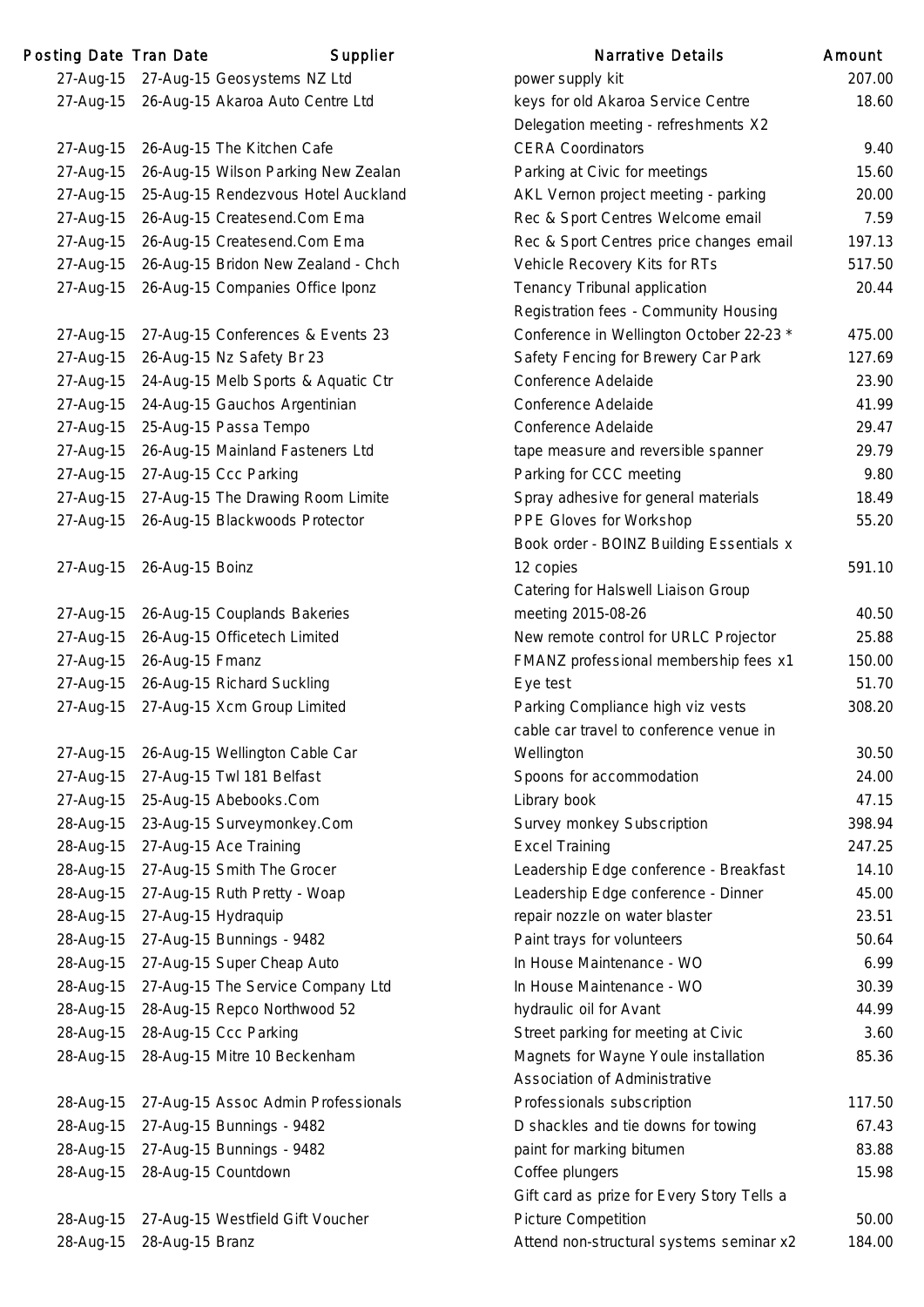| Posting Date | Tran Date | Supplier | Narrative Details | Amount |
|---|---|---|---|---|
| 27-Aug-15 | 27-Aug-15 | Geosystems NZ Ltd | power supply kit | 207.00 |
| 27-Aug-15 | 26-Aug-15 | Akaroa Auto Centre Ltd | keys for old Akaroa Service Centre | 18.60 |
| 27-Aug-15 | 26-Aug-15 | The Kitchen Cafe | Delegation meeting - refreshments X2 CERA Coordinators | 9.40 |
| 27-Aug-15 | 26-Aug-15 | Wilson Parking New Zealan | Parking at Civic for meetings | 15.60 |
| 27-Aug-15 | 25-Aug-15 | Rendezvous Hotel Auckland | AKL Vernon project meeting - parking | 20.00 |
| 27-Aug-15 | 26-Aug-15 | Createsend.Com Ema | Rec & Sport Centres Welcome email | 7.59 |
| 27-Aug-15 | 26-Aug-15 | Createsend.Com Ema | Rec & Sport Centres price changes email | 197.13 |
| 27-Aug-15 | 26-Aug-15 | Bridon New Zealand - Chch | Vehicle Recovery Kits for RTs | 517.50 |
| 27-Aug-15 | 26-Aug-15 | Companies Office Iponz | Tenancy Tribunal application | 20.44 |
| 27-Aug-15 | 27-Aug-15 | Conferences & Events 23 | Registration fees - Community Housing Conference in Wellington October 22-23 * | 475.00 |
| 27-Aug-15 | 26-Aug-15 | Nz Safety Br 23 | Safety Fencing for Brewery Car Park | 127.69 |
| 27-Aug-15 | 24-Aug-15 | Melb Sports & Aquatic Ctr | Conference Adelaide | 23.90 |
| 27-Aug-15 | 24-Aug-15 | Gauchos Argentinian | Conference Adelaide | 41.99 |
| 27-Aug-15 | 25-Aug-15 | Passa Tempo | Conference Adelaide | 29.47 |
| 27-Aug-15 | 26-Aug-15 | Mainland Fasteners Ltd | tape measure and reversible spanner | 29.79 |
| 27-Aug-15 | 27-Aug-15 | Ccc Parking | Parking for CCC meeting | 9.80 |
| 27-Aug-15 | 27-Aug-15 | The Drawing Room Limite | Spray adhesive for general materials | 18.49 |
| 27-Aug-15 | 26-Aug-15 | Blackwoods Protector | PPE Gloves for Workshop | 55.20 |
| 27-Aug-15 | 26-Aug-15 | Boinz | Book order - BOINZ Building Essentials x 12 copies | 591.10 |
| 27-Aug-15 | 26-Aug-15 | Couplands Bakeries | Catering for Halswell Liaison Group meeting 2015-08-26 | 40.50 |
| 27-Aug-15 | 26-Aug-15 | Officetech Limited | New remote control for URLC Projector | 25.88 |
| 27-Aug-15 | 26-Aug-15 | Fmanz | FMANZ professional membership fees x1 | 150.00 |
| 27-Aug-15 | 26-Aug-15 | Richard Suckling | Eye test | 51.70 |
| 27-Aug-15 | 27-Aug-15 | Xcm Group Limited | Parking Compliance high viz vests | 308.20 |
| 27-Aug-15 | 26-Aug-15 | Wellington Cable Car | cable car travel to conference venue in Wellington | 30.50 |
| 27-Aug-15 | 27-Aug-15 | Twl 181 Belfast | Spoons for accommodation | 24.00 |
| 27-Aug-15 | 25-Aug-15 | Abebooks.Com | Library book | 47.15 |
| 28-Aug-15 | 23-Aug-15 | Surveymonkey.Com | Survey monkey Subscription | 398.94 |
| 28-Aug-15 | 27-Aug-15 | Ace Training | Excel Training | 247.25 |
| 28-Aug-15 | 27-Aug-15 | Smith The Grocer | Leadership Edge conference - Breakfast | 14.10 |
| 28-Aug-15 | 27-Aug-15 | Ruth Pretty - Woap | Leadership Edge conference - Dinner | 45.00 |
| 28-Aug-15 | 27-Aug-15 | Hydraquip | repair nozzle on water blaster | 23.51 |
| 28-Aug-15 | 27-Aug-15 | Bunnings - 9482 | Paint trays for volunteers | 50.64 |
| 28-Aug-15 | 27-Aug-15 | Super Cheap Auto | In House Maintenance - WO | 6.99 |
| 28-Aug-15 | 27-Aug-15 | The Service Company Ltd | In House Maintenance - WO | 30.39 |
| 28-Aug-15 | 28-Aug-15 | Repco Northwood 52 | hydraulic oil for Avant | 44.99 |
| 28-Aug-15 | 28-Aug-15 | Ccc Parking | Street parking for meeting at Civic | 3.60 |
| 28-Aug-15 | 28-Aug-15 | Mitre 10 Beckenham | Magnets for Wayne Youle installation | 85.36 |
| 28-Aug-15 | 27-Aug-15 | Assoc Admin Professionals | Association of Administrative Professionals subscription | 117.50 |
| 28-Aug-15 | 27-Aug-15 | Bunnings - 9482 | D shackles and tie downs for towing | 67.43 |
| 28-Aug-15 | 27-Aug-15 | Bunnings - 9482 | paint for marking bitumen | 83.88 |
| 28-Aug-15 | 28-Aug-15 | Countdown | Coffee plungers | 15.98 |
| 28-Aug-15 | 27-Aug-15 | Westfield Gift Voucher | Gift card as prize for Every Story Tells a Picture Competition | 50.00 |
| 28-Aug-15 | 28-Aug-15 | Branz | Attend non-structural systems seminar x2 | 184.00 |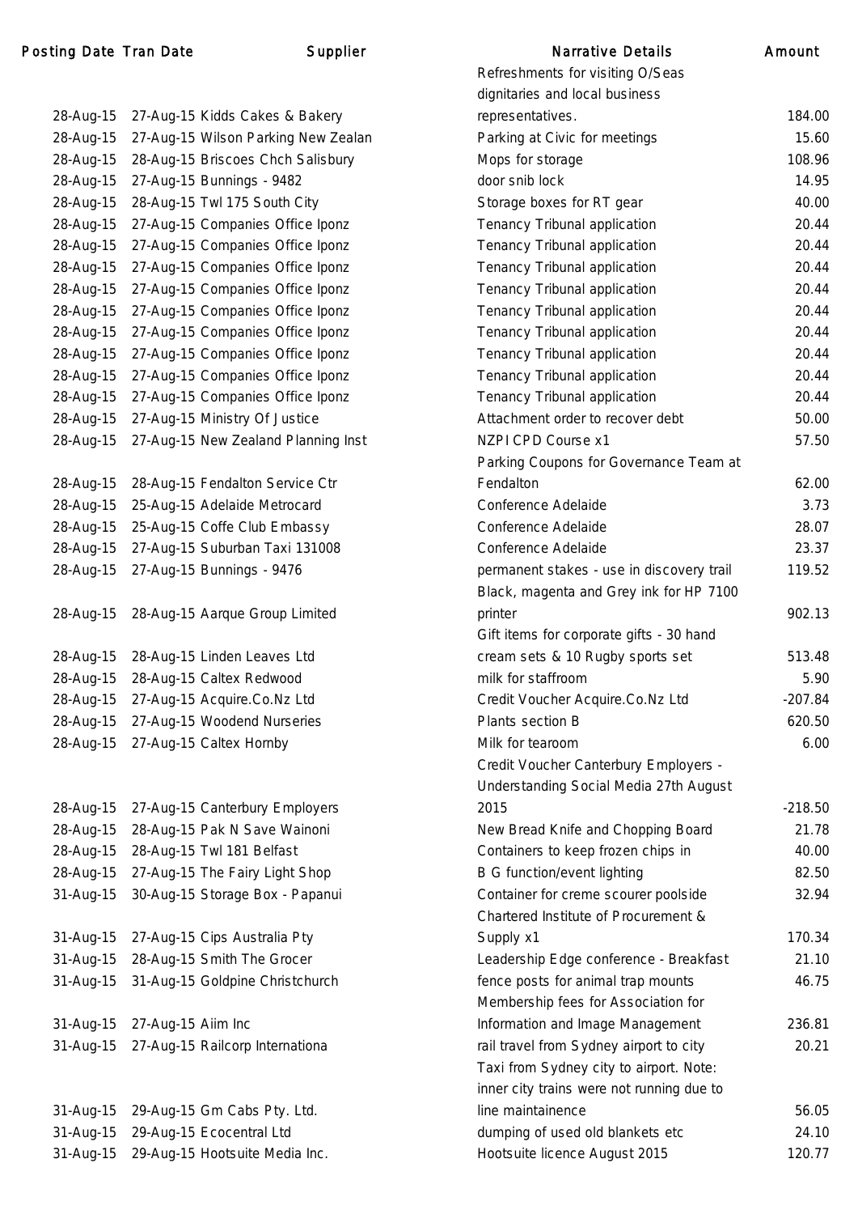| Posting Date | Tran Date | Supplier | Narrative Details | Amount |
|---|---|---|---|---|
| 28-Aug-15 | 27-Aug-15 | Kidds Cakes & Bakery | Refreshments for visiting O/Seas dignitaries and local business representatives. | 184.00 |
| 28-Aug-15 | 27-Aug-15 | Wilson Parking New Zealan | Parking at Civic for meetings | 15.60 |
| 28-Aug-15 | 28-Aug-15 | Briscoes Chch Salisbury | Mops for storage | 108.96 |
| 28-Aug-15 | 27-Aug-15 | Bunnings - 9482 | door snib lock | 14.95 |
| 28-Aug-15 | 28-Aug-15 | Twl 175 South City | Storage boxes for RT gear | 40.00 |
| 28-Aug-15 | 27-Aug-15 | Companies Office Iponz | Tenancy Tribunal application | 20.44 |
| 28-Aug-15 | 27-Aug-15 | Companies Office Iponz | Tenancy Tribunal application | 20.44 |
| 28-Aug-15 | 27-Aug-15 | Companies Office Iponz | Tenancy Tribunal application | 20.44 |
| 28-Aug-15 | 27-Aug-15 | Companies Office Iponz | Tenancy Tribunal application | 20.44 |
| 28-Aug-15 | 27-Aug-15 | Companies Office Iponz | Tenancy Tribunal application | 20.44 |
| 28-Aug-15 | 27-Aug-15 | Companies Office Iponz | Tenancy Tribunal application | 20.44 |
| 28-Aug-15 | 27-Aug-15 | Companies Office Iponz | Tenancy Tribunal application | 20.44 |
| 28-Aug-15 | 27-Aug-15 | Companies Office Iponz | Tenancy Tribunal application | 20.44 |
| 28-Aug-15 | 27-Aug-15 | Companies Office Iponz | Tenancy Tribunal application | 20.44 |
| 28-Aug-15 | 27-Aug-15 | Ministry Of Justice | Attachment order to recover debt | 50.00 |
| 28-Aug-15 | 27-Aug-15 | New Zealand Planning Inst | NZPI CPD Course x1 | 57.50 |
| 28-Aug-15 | 28-Aug-15 | Fendalton Service Ctr | Parking Coupons for Governance Team at Fendalton | 62.00 |
| 28-Aug-15 | 25-Aug-15 | Adelaide Metrocard | Conference Adelaide | 3.73 |
| 28-Aug-15 | 25-Aug-15 | Coffe Club Embassy | Conference Adelaide | 28.07 |
| 28-Aug-15 | 27-Aug-15 | Suburban Taxi 131008 | Conference Adelaide | 23.37 |
| 28-Aug-15 | 27-Aug-15 | Bunnings - 9476 | permanent stakes - use in discovery trail | 119.52 |
| 28-Aug-15 | 28-Aug-15 | Aarque Group Limited | Black, magenta and Grey ink for HP 7100 printer | 902.13 |
| 28-Aug-15 | 28-Aug-15 | Linden Leaves Ltd | Gift items for corporate gifts - 30 hand cream sets & 10 Rugby sports set | 513.48 |
| 28-Aug-15 | 28-Aug-15 | Caltex Redwood | milk for staffroom | 5.90 |
| 28-Aug-15 | 27-Aug-15 | Acquire.Co.Nz Ltd | Credit Voucher Acquire.Co.Nz Ltd | -207.84 |
| 28-Aug-15 | 27-Aug-15 | Woodend Nurseries | Plants section B | 620.50 |
| 28-Aug-15 | 27-Aug-15 | Caltex Hornby | Milk for tearoom | 6.00 |
| 28-Aug-15 | 27-Aug-15 | Canterbury Employers | Credit Voucher Canterbury Employers - Understanding Social Media 27th August 2015 | -218.50 |
| 28-Aug-15 | 28-Aug-15 | Pak N Save Wainoni | New Bread Knife and Chopping Board | 21.78 |
| 28-Aug-15 | 28-Aug-15 | Twl 181 Belfast | Containers to keep frozen chips in | 40.00 |
| 28-Aug-15 | 27-Aug-15 | The Fairy Light Shop | B G function/event lighting | 82.50 |
| 31-Aug-15 | 30-Aug-15 | Storage Box - Papanui | Container for creme scourer poolside | 32.94 |
| 31-Aug-15 | 27-Aug-15 | Cips Australia Pty | Chartered Institute of Procurement & Supply x1 | 170.34 |
| 31-Aug-15 | 28-Aug-15 | Smith The Grocer | Leadership Edge conference - Breakfast | 21.10 |
| 31-Aug-15 | 31-Aug-15 | Goldpine Christchurch | fence posts for animal trap mounts | 46.75 |
| 31-Aug-15 | 27-Aug-15 | Aiim Inc | Membership fees for Association for Information and Image Management | 236.81 |
| 31-Aug-15 | 27-Aug-15 | Railcorp Internationa | rail travel from Sydney airport to city | 20.21 |
| 31-Aug-15 | 29-Aug-15 | Gm Cabs Pty. Ltd. | Taxi from Sydney city to airport. Note: inner city trains were not running due to line maintainence | 56.05 |
| 31-Aug-15 | 29-Aug-15 | Ecocentral Ltd | dumping of used old blankets etc | 24.10 |
| 31-Aug-15 | 29-Aug-15 | Hootsuite Media Inc. | Hootsuite licence August 2015 | 120.77 |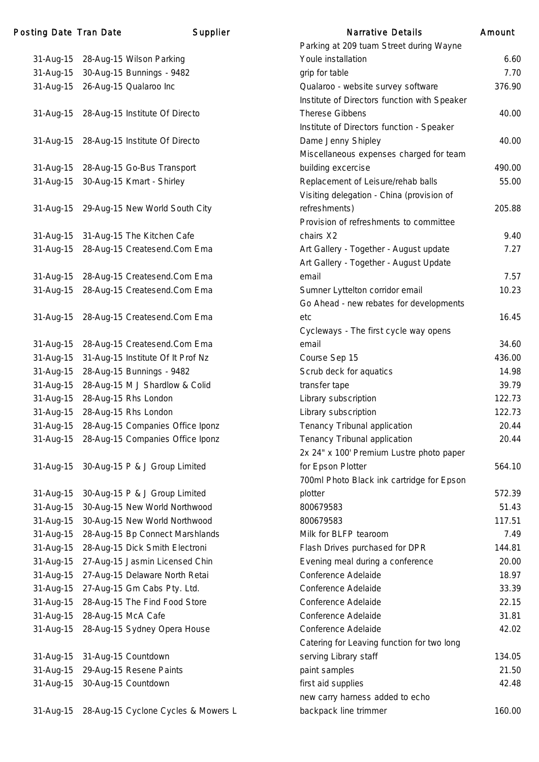| Posting Date | Tran Date | Supplier | Narrative Details | Amount |
|---|---|---|---|---|
| 31-Aug-15 | 28-Aug-15 | Wilson Parking | Parking at 209 tuam Street during Wayne Youle installation | 6.60 |
| 31-Aug-15 | 30-Aug-15 | Bunnings - 9482 | grip for table | 7.70 |
| 31-Aug-15 | 26-Aug-15 | Qualaroo Inc | Qualaroo - website survey software | 376.90 |
| 31-Aug-15 | 28-Aug-15 | Institute Of Directo | Institute of Directors function with Speaker Therese Gibbens | 40.00 |
| 31-Aug-15 | 28-Aug-15 | Institute Of Directo | Institute of Directors function - Speaker Dame Jenny Shipley | 40.00 |
| 31-Aug-15 | 28-Aug-15 | Go-Bus Transport | Miscellaneous expenses charged for team building excercise | 490.00 |
| 31-Aug-15 | 30-Aug-15 | Kmart - Shirley | Replacement of Leisure/rehab balls | 55.00 |
| 31-Aug-15 | 29-Aug-15 | New World South City | Visiting delegation - China (provision of refreshments) | 205.88 |
| 31-Aug-15 | 31-Aug-15 | The Kitchen Cafe | Provision of refreshments to committee chairs X2 | 9.40 |
| 31-Aug-15 | 28-Aug-15 | Createsend.Com Ema | Art Gallery - Together - August update | 7.27 |
| 31-Aug-15 | 28-Aug-15 | Createsend.Com Ema | Art Gallery - Together - August Update email | 7.57 |
| 31-Aug-15 | 28-Aug-15 | Createsend.Com Ema | Sumner Lyttelton corridor email | 10.23 |
| 31-Aug-15 | 28-Aug-15 | Createsend.Com Ema | Go Ahead - new rebates for developments etc | 16.45 |
| 31-Aug-15 | 28-Aug-15 | Createsend.Com Ema | Cycleways - The first cycle way opens email | 34.60 |
| 31-Aug-15 | 31-Aug-15 | Institute Of It Prof Nz | Course Sep 15 | 436.00 |
| 31-Aug-15 | 28-Aug-15 | Bunnings - 9482 | Scrub deck for aquatics | 14.98 |
| 31-Aug-15 | 28-Aug-15 | M J Shardlow & Colid | transfer tape | 39.79 |
| 31-Aug-15 | 28-Aug-15 | Rhs London | Library subscription | 122.73 |
| 31-Aug-15 | 28-Aug-15 | Rhs London | Library subscription | 122.73 |
| 31-Aug-15 | 28-Aug-15 | Companies Office Iponz | Tenancy Tribunal application | 20.44 |
| 31-Aug-15 | 28-Aug-15 | Companies Office Iponz | Tenancy Tribunal application | 20.44 |
| 31-Aug-15 | 30-Aug-15 | P & J Group Limited | 2x 24" x 100' Premium Lustre photo paper for Epson Plotter | 564.10 |
| 31-Aug-15 | 30-Aug-15 | P & J Group Limited | 700ml Photo Black ink cartridge for Epson plotter | 572.39 |
| 31-Aug-15 | 30-Aug-15 | New World Northwood | 800679583 | 51.43 |
| 31-Aug-15 | 30-Aug-15 | New World Northwood | 800679583 | 117.51 |
| 31-Aug-15 | 28-Aug-15 | Bp Connect Marshlands | Milk for BLFP tearoom | 7.49 |
| 31-Aug-15 | 28-Aug-15 | Dick Smith Electroni | Flash Drives purchased for DPR | 144.81 |
| 31-Aug-15 | 27-Aug-15 | Jasmin Licensed Chin | Evening meal during a conference | 20.00 |
| 31-Aug-15 | 27-Aug-15 | Delaware North Retai | Conference Adelaide | 18.97 |
| 31-Aug-15 | 27-Aug-15 | Gm Cabs Pty. Ltd. | Conference Adelaide | 33.39 |
| 31-Aug-15 | 28-Aug-15 | The Find Food Store | Conference Adelaide | 22.15 |
| 31-Aug-15 | 28-Aug-15 | McA Cafe | Conference Adelaide | 31.81 |
| 31-Aug-15 | 28-Aug-15 | Sydney Opera House | Conference Adelaide | 42.02 |
| 31-Aug-15 | 31-Aug-15 | Countdown | Catering for Leaving function for two long serving Library staff | 134.05 |
| 31-Aug-15 | 29-Aug-15 | Resene Paints | paint samples | 21.50 |
| 31-Aug-15 | 30-Aug-15 | Countdown | first aid supplies | 42.48 |
| 31-Aug-15 | 28-Aug-15 | Cyclone Cycles & Mowers L | new carry harness added to echo backpack line trimmer | 160.00 |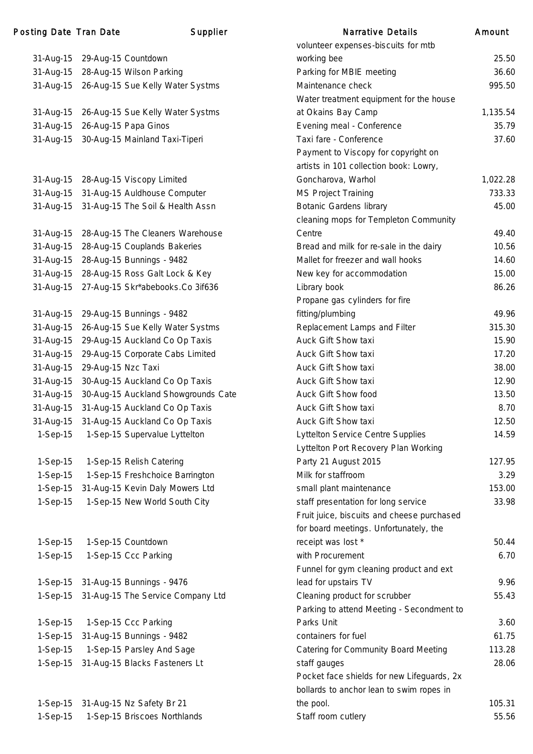| Posting Date | Tran Date | Supplier | Narrative Details | Amount |
|---|---|---|---|---|
| 31-Aug-15 | 29-Aug-15 | Countdown | volunteer expenses-biscuits for mtb working bee | 25.50 |
| 31-Aug-15 | 28-Aug-15 | Wilson Parking | Parking for MBIE meeting | 36.60 |
| 31-Aug-15 | 26-Aug-15 | Sue Kelly Water Systms | Maintenance check | 995.50 |
| 31-Aug-15 | 26-Aug-15 | Sue Kelly Water Systms | Water treatment equipment for the house at Okains Bay Camp | 1,135.54 |
| 31-Aug-15 | 26-Aug-15 | Papa Ginos | Evening meal - Conference | 35.79 |
| 31-Aug-15 | 30-Aug-15 | Mainland Taxi-Tiperi | Taxi fare - Conference | 37.60 |
| 31-Aug-15 | 28-Aug-15 | Viscopy Limited | Payment to Viscopy for copyright on artists in 101 collection book: Lowry, Goncharova, Warhol | 1,022.28 |
| 31-Aug-15 | 31-Aug-15 | Auldhouse Computer | MS Project Training | 733.33 |
| 31-Aug-15 | 31-Aug-15 | The Soil & Health Assn | Botanic Gardens library | 45.00 |
| 31-Aug-15 | 28-Aug-15 | The Cleaners Warehouse | cleaning mops for Templeton Community Centre | 49.40 |
| 31-Aug-15 | 28-Aug-15 | Couplands Bakeries | Bread and milk for re-sale in the dairy | 10.56 |
| 31-Aug-15 | 28-Aug-15 | Bunnings - 9482 | Mallet for freezer and wall hooks | 14.60 |
| 31-Aug-15 | 28-Aug-15 | Ross Galt Lock & Key | New key for accommodation | 15.00 |
| 31-Aug-15 | 27-Aug-15 | Skr*abebooks.Co 3if636 | Library book | 86.26 |
| 31-Aug-15 | 29-Aug-15 | Bunnings - 9482 | Propane gas cylinders for fire fitting/plumbing | 49.96 |
| 31-Aug-15 | 26-Aug-15 | Sue Kelly Water Systms | Replacement Lamps and Filter | 315.30 |
| 31-Aug-15 | 29-Aug-15 | Auckland Co Op Taxis | Auck Gift Show taxi | 15.90 |
| 31-Aug-15 | 29-Aug-15 | Corporate Cabs Limited | Auck Gift Show taxi | 17.20 |
| 31-Aug-15 | 29-Aug-15 | Nzc Taxi | Auck Gift Show taxi | 38.00 |
| 31-Aug-15 | 30-Aug-15 | Auckland Co Op Taxis | Auck Gift Show taxi | 12.90 |
| 31-Aug-15 | 30-Aug-15 | Auckland Showgrounds Cate | Auck Gift Show food | 13.50 |
| 31-Aug-15 | 31-Aug-15 | Auckland Co Op Taxis | Auck Gift Show taxi | 8.70 |
| 31-Aug-15 | 31-Aug-15 | Auckland Co Op Taxis | Auck Gift Show taxi | 12.50 |
| 1-Sep-15 | 1-Sep-15 | Supervalue Lyttelton | Lyttelton Service Centre Supplies | 14.59 |
| 1-Sep-15 | 1-Sep-15 | Relish Catering | Lyttelton Port Recovery Plan Working Party 21 August 2015 | 127.95 |
| 1-Sep-15 | 1-Sep-15 | Freshchoice Barrington | Milk for staffroom | 3.29 |
| 1-Sep-15 | 31-Aug-15 | Kevin Daly Mowers Ltd | small plant maintenance | 153.00 |
| 1-Sep-15 | 1-Sep-15 | New World South City | staff presentation for long service | 33.98 |
| 1-Sep-15 | 1-Sep-15 | Countdown | Fruit juice, biscuits and cheese purchased for board meetings. Unfortunately, the receipt was lost * | 50.44 |
| 1-Sep-15 | 1-Sep-15 | Ccc Parking | with Procurement | 6.70 |
| 1-Sep-15 | 31-Aug-15 | Bunnings - 9476 | Funnel for gym cleaning product and ext lead for upstairs TV | 9.96 |
| 1-Sep-15 | 31-Aug-15 | The Service Company Ltd | Cleaning product for scrubber | 55.43 |
| 1-Sep-15 | 1-Sep-15 | Ccc Parking | Parking to attend Meeting - Secondment to Parks Unit | 3.60 |
| 1-Sep-15 | 31-Aug-15 | Bunnings - 9482 | containers for fuel | 61.75 |
| 1-Sep-15 | 1-Sep-15 | Parsley And Sage | Catering for Community Board Meeting | 113.28 |
| 1-Sep-15 | 31-Aug-15 | Blacks Fasteners Lt | staff gauges | 28.06 |
| 1-Sep-15 | 31-Aug-15 | Nz Safety Br 21 | Pocket face shields for new Lifeguards, 2x bollards to anchor lean to swim ropes in the pool. | 105.31 |
| 1-Sep-15 | 1-Sep-15 | Briscoes Northlands | Staff room cutlery | 55.56 |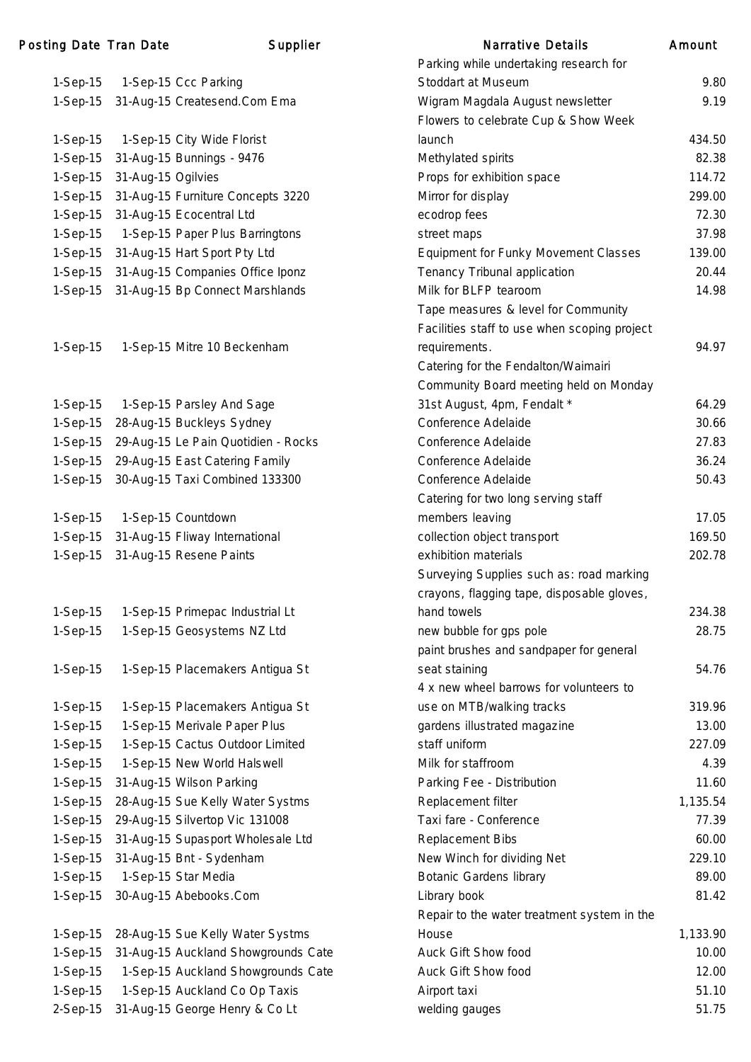| Posting Date | Tran Date | Supplier | Narrative Details | Amount |
|---|---|---|---|---|
| 1-Sep-15 | 1-Sep-15 | Ccc Parking | Parking while undertaking research for Stoddart at Museum | 9.80 |
| 1-Sep-15 | 31-Aug-15 | Createsend.Com Ema | Wigram Magdala August newsletter | 9.19 |
| 1-Sep-15 | 1-Sep-15 | City Wide Florist | Flowers to celebrate Cup & Show Week launch | 434.50 |
| 1-Sep-15 | 31-Aug-15 | Bunnings - 9476 | Methylated spirits | 82.38 |
| 1-Sep-15 | 31-Aug-15 | Ogilvies | Props for exhibition space | 114.72 |
| 1-Sep-15 | 31-Aug-15 | Furniture Concepts 3220 | Mirror for display | 299.00 |
| 1-Sep-15 | 31-Aug-15 | Ecocentral Ltd | ecodrop fees | 72.30 |
| 1-Sep-15 | 1-Sep-15 | Paper Plus Barringtons | street maps | 37.98 |
| 1-Sep-15 | 31-Aug-15 | Hart Sport Pty Ltd | Equipment for Funky Movement Classes | 139.00 |
| 1-Sep-15 | 31-Aug-15 | Companies Office Iponz | Tenancy Tribunal application | 20.44 |
| 1-Sep-15 | 31-Aug-15 | Bp Connect Marshlands | Milk for BLFP tearoom | 14.98 |
| 1-Sep-15 | 1-Sep-15 | Mitre 10 Beckenham | Tape measures & level for Community Facilities staff to use when scoping project requirements. | 94.97 |
| 1-Sep-15 | 1-Sep-15 | Parsley And Sage | Catering for the Fendalton/Waimairi Community Board meeting held on Monday 31st August, 4pm, Fendalt * | 64.29 |
| 1-Sep-15 | 28-Aug-15 | Buckleys Sydney | Conference Adelaide | 30.66 |
| 1-Sep-15 | 29-Aug-15 | Le Pain Quotidien - Rocks | Conference Adelaide | 27.83 |
| 1-Sep-15 | 29-Aug-15 | East Catering Family | Conference Adelaide | 36.24 |
| 1-Sep-15 | 30-Aug-15 | Taxi Combined 133300 | Conference Adelaide | 50.43 |
| 1-Sep-15 | 1-Sep-15 | Countdown | Catering for two long serving staff members leaving | 17.05 |
| 1-Sep-15 | 31-Aug-15 | Fliway International | collection object transport | 169.50 |
| 1-Sep-15 | 31-Aug-15 | Resene Paints | exhibition materials | 202.78 |
| 1-Sep-15 | 1-Sep-15 | Primepac Industrial Lt | Surveying Supplies such as: road marking crayons, flagging tape, disposable gloves, hand towels | 234.38 |
| 1-Sep-15 | 1-Sep-15 | Geosystems NZ Ltd | new bubble for gps pole | 28.75 |
| 1-Sep-15 | 1-Sep-15 | Placemakers Antigua St | paint brushes and sandpaper for general seat staining | 54.76 |
| 1-Sep-15 | 1-Sep-15 | Placemakers Antigua St | 4 x new wheel barrows for volunteers to use on MTB/walking tracks | 319.96 |
| 1-Sep-15 | 1-Sep-15 | Merivale Paper Plus | gardens illustrated magazine | 13.00 |
| 1-Sep-15 | 1-Sep-15 | Cactus Outdoor Limited | staff uniform | 227.09 |
| 1-Sep-15 | 1-Sep-15 | New World Halswell | Milk for staffroom | 4.39 |
| 1-Sep-15 | 31-Aug-15 | Wilson Parking | Parking Fee - Distribution | 11.60 |
| 1-Sep-15 | 28-Aug-15 | Sue Kelly Water Systms | Replacement filter | 1,135.54 |
| 1-Sep-15 | 29-Aug-15 | Silvertop Vic 131008 | Taxi fare - Conference | 77.39 |
| 1-Sep-15 | 31-Aug-15 | Supasport Wholesale Ltd | Replacement Bibs | 60.00 |
| 1-Sep-15 | 31-Aug-15 | Bnt - Sydenham | New Winch for dividing Net | 229.10 |
| 1-Sep-15 | 1-Sep-15 | Star Media | Botanic Gardens library | 89.00 |
| 1-Sep-15 | 30-Aug-15 | Abebooks.Com | Library book | 81.42 |
| 1-Sep-15 | 28-Aug-15 | Sue Kelly Water Systms | Repair to the water treatment system in the House | 1,133.90 |
| 1-Sep-15 | 31-Aug-15 | Auckland Showgrounds Cate | Auck Gift Show food | 10.00 |
| 1-Sep-15 | 1-Sep-15 | Auckland Showgrounds Cate | Auck Gift Show food | 12.00 |
| 1-Sep-15 | 1-Sep-15 | Auckland Co Op Taxis | Airport taxi | 51.10 |
| 2-Sep-15 | 31-Aug-15 | George Henry & Co Lt | welding gauges | 51.75 |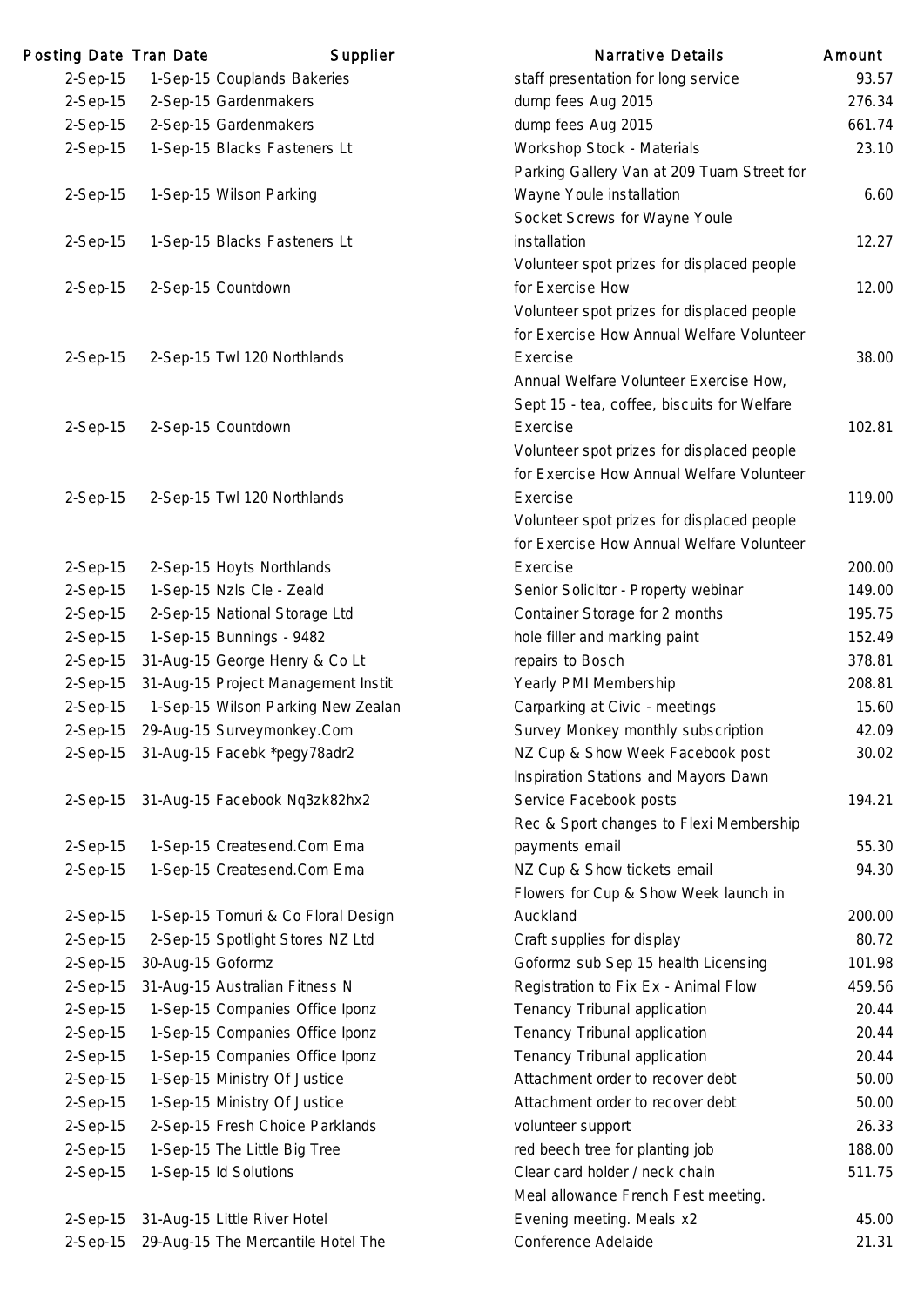| Posting Date | Tran Date | Supplier | Narrative Details | Amount |
|---|---|---|---|---|
| 2-Sep-15 | 1-Sep-15 | Couplands Bakeries | staff presentation for long service | 93.57 |
| 2-Sep-15 | 2-Sep-15 | Gardenmakers | dump fees Aug 2015 | 276.34 |
| 2-Sep-15 | 2-Sep-15 | Gardenmakers | dump fees Aug 2015 | 661.74 |
| 2-Sep-15 | 1-Sep-15 | Blacks Fasteners Lt | Workshop Stock - Materials | 23.10 |
| 2-Sep-15 | 1-Sep-15 | Wilson Parking | Parking Gallery Van at 209 Tuam Street for Wayne Youle installation | 6.60 |
| 2-Sep-15 | 1-Sep-15 | Blacks Fasteners Lt | Socket Screws for Wayne Youle installation | 12.27 |
| 2-Sep-15 | 2-Sep-15 | Countdown | Volunteer spot prizes for displaced people for Exercise How | 12.00 |
| 2-Sep-15 | 2-Sep-15 | Twl 120 Northlands | Volunteer spot prizes for displaced people for Exercise How Annual Welfare Volunteer Exercise | 38.00 |
| 2-Sep-15 | 2-Sep-15 | Countdown | Annual Welfare Volunteer Exercise How, Sept 15 - tea, coffee, biscuits for Welfare Exercise | 102.81 |
| 2-Sep-15 | 2-Sep-15 | Twl 120 Northlands | Volunteer spot prizes for displaced people for Exercise How Annual Welfare Volunteer Exercise | 119.00 |
| 2-Sep-15 | 2-Sep-15 | Hoyts Northlands | Volunteer spot prizes for displaced people for Exercise How Annual Welfare Volunteer Exercise | 200.00 |
| 2-Sep-15 | 1-Sep-15 | Nzls Cle - Zeald | Senior Solicitor - Property webinar | 149.00 |
| 2-Sep-15 | 2-Sep-15 | National Storage Ltd | Container Storage for 2 months | 195.75 |
| 2-Sep-15 | 1-Sep-15 | Bunnings - 9482 | hole filler and marking paint | 152.49 |
| 2-Sep-15 | 31-Aug-15 | George Henry & Co Lt | repairs to Bosch | 378.81 |
| 2-Sep-15 | 31-Aug-15 | Project Management Instit | Yearly PMI Membership | 208.81 |
| 2-Sep-15 | 1-Sep-15 | Wilson Parking New Zealan | Carparking at Civic - meetings | 15.60 |
| 2-Sep-15 | 29-Aug-15 | Surveymonkey.Com | Survey Monkey monthly subscription | 42.09 |
| 2-Sep-15 | 31-Aug-15 | Facebk *pegy78adr2 | NZ Cup & Show Week Facebook post | 30.02 |
| 2-Sep-15 | 31-Aug-15 | Facebook Nq3zk82hx2 | Inspiration Stations and Mayors Dawn Service Facebook posts | 194.21 |
| 2-Sep-15 | 1-Sep-15 | Createsend.Com Ema | Rec & Sport changes to Flexi Membership payments email | 55.30 |
| 2-Sep-15 | 1-Sep-15 | Createsend.Com Ema | NZ Cup & Show tickets email | 94.30 |
| 2-Sep-15 | 1-Sep-15 | Tomuri & Co Floral Design | Flowers for Cup & Show Week launch in Auckland | 200.00 |
| 2-Sep-15 | 2-Sep-15 | Spotlight Stores NZ Ltd | Craft supplies for display | 80.72 |
| 2-Sep-15 | 30-Aug-15 | Goformz | Goformz sub Sep 15 health Licensing | 101.98 |
| 2-Sep-15 | 31-Aug-15 | Australian Fitness N | Registration to Fix Ex - Animal Flow | 459.56 |
| 2-Sep-15 | 1-Sep-15 | Companies Office Iponz | Tenancy Tribunal application | 20.44 |
| 2-Sep-15 | 1-Sep-15 | Companies Office Iponz | Tenancy Tribunal application | 20.44 |
| 2-Sep-15 | 1-Sep-15 | Companies Office Iponz | Tenancy Tribunal application | 20.44 |
| 2-Sep-15 | 1-Sep-15 | Ministry Of Justice | Attachment order to recover debt | 50.00 |
| 2-Sep-15 | 1-Sep-15 | Ministry Of Justice | Attachment order to recover debt | 50.00 |
| 2-Sep-15 | 2-Sep-15 | Fresh Choice Parklands | volunteer support | 26.33 |
| 2-Sep-15 | 1-Sep-15 | The Little Big Tree | red beech tree for planting job | 188.00 |
| 2-Sep-15 | 1-Sep-15 | Id Solutions | Clear card holder / neck chain | 511.75 |
| 2-Sep-15 | 31-Aug-15 | Little River Hotel | Meal allowance French Fest meeting. Evening meeting. Meals x2 | 45.00 |
| 2-Sep-15 | 29-Aug-15 | The Mercantile Hotel The | Conference Adelaide | 21.31 |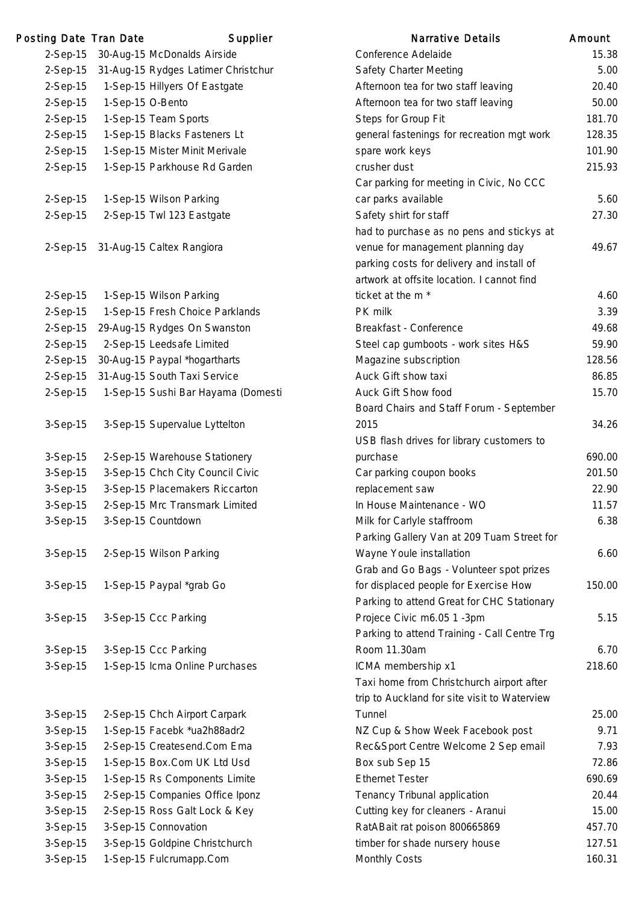| Posting Date | Tran Date | Supplier | Narrative Details | Amount |
|---|---|---|---|---|
| 2-Sep-15 | 30-Aug-15 | McDonalds Airside | Conference Adelaide | 15.38 |
| 2-Sep-15 | 31-Aug-15 | Rydges Latimer Christchur | Safety Charter Meeting | 5.00 |
| 2-Sep-15 | 1-Sep-15 | Hillyers Of Eastgate | Afternoon tea for two staff leaving | 20.40 |
| 2-Sep-15 | 1-Sep-15 | O-Bento | Afternoon tea for two staff leaving | 50.00 |
| 2-Sep-15 | 1-Sep-15 | Team Sports | Steps for Group Fit | 181.70 |
| 2-Sep-15 | 1-Sep-15 | Blacks Fasteners Lt | general fastenings for recreation mgt work | 128.35 |
| 2-Sep-15 | 1-Sep-15 | Mister Minit Merivale | spare work keys | 101.90 |
| 2-Sep-15 | 1-Sep-15 | Parkhouse Rd Garden | crusher dust | 215.93 |
| 2-Sep-15 | 1-Sep-15 | Wilson Parking | Car parking for meeting in Civic, No CCC car parks available | 5.60 |
| 2-Sep-15 | 2-Sep-15 | Twl 123 Eastgate | Safety shirt for staff | 27.30 |
| 2-Sep-15 | 31-Aug-15 | Caltex Rangiora | had to purchase as no pens and stickys at venue for management planning day | 49.67 |
| 2-Sep-15 | 1-Sep-15 | Wilson Parking | parking costs for delivery and install of artwork at offsite location. I cannot find ticket at the m * | 4.60 |
| 2-Sep-15 | 1-Sep-15 | Fresh Choice Parklands | PK milk | 3.39 |
| 2-Sep-15 | 29-Aug-15 | Rydges On Swanston | Breakfast - Conference | 49.68 |
| 2-Sep-15 | 2-Sep-15 | Leedsafe Limited | Steel cap gumboots - work sites H&S | 59.90 |
| 2-Sep-15 | 30-Aug-15 | Paypal *hogartharts | Magazine subscription | 128.56 |
| 2-Sep-15 | 31-Aug-15 | South Taxi Service | Auck Gift show taxi | 86.85 |
| 2-Sep-15 | 1-Sep-15 | Sushi Bar Hayama (Domesti | Auck Gift Show food | 15.70 |
| 3-Sep-15 | 3-Sep-15 | Supervalue Lyttelton | Board Chairs and Staff Forum - September 2015 | 34.26 |
| 3-Sep-15 | 2-Sep-15 | Warehouse Stationery | USB flash drives for library customers to purchase | 690.00 |
| 3-Sep-15 | 3-Sep-15 | Chch City Council Civic | Car parking coupon books | 201.50 |
| 3-Sep-15 | 3-Sep-15 | Placemakers Riccarton | replacement saw | 22.90 |
| 3-Sep-15 | 2-Sep-15 | Mrc Transmark Limited | In House Maintenance - WO | 11.57 |
| 3-Sep-15 | 3-Sep-15 | Countdown | Milk for Carlyle staffroom | 6.38 |
| 3-Sep-15 | 2-Sep-15 | Wilson Parking | Parking Gallery Van at 209 Tuam Street for Wayne Youle installation | 6.60 |
| 3-Sep-15 | 1-Sep-15 | Paypal *grab Go | Grab and Go Bags - Volunteer spot prizes for displaced people for Exercise How | 150.00 |
| 3-Sep-15 | 3-Sep-15 | Ccc Parking | Parking to attend Great for CHC Stationary Projece Civic m6.05 1 -3pm | 5.15 |
| 3-Sep-15 | 3-Sep-15 | Ccc Parking | Parking to attend Training - Call Centre Trg Room 11.30am | 6.70 |
| 3-Sep-15 | 1-Sep-15 | Icma Online Purchases | ICMA membership x1 | 218.60 |
| 3-Sep-15 | 2-Sep-15 | Chch Airport Carpark | Taxi home from Christchurch airport after trip to Auckland for site visit to Waterview Tunnel | 25.00 |
| 3-Sep-15 | 1-Sep-15 | Facebk *ua2h88adr2 | NZ Cup & Show Week Facebook post | 9.71 |
| 3-Sep-15 | 2-Sep-15 | Createsend.Com Ema | Rec&Sport Centre Welcome 2 Sep email | 7.93 |
| 3-Sep-15 | 1-Sep-15 | Box.Com UK Ltd Usd | Box sub Sep 15 | 72.86 |
| 3-Sep-15 | 1-Sep-15 | Rs Components Limite | Ethernet Tester | 690.69 |
| 3-Sep-15 | 2-Sep-15 | Companies Office Iponz | Tenancy Tribunal application | 20.44 |
| 3-Sep-15 | 2-Sep-15 | Ross Galt Lock & Key | Cutting key for cleaners - Aranui | 15.00 |
| 3-Sep-15 | 3-Sep-15 | Connovation | RatABait rat poison 800665869 | 457.70 |
| 3-Sep-15 | 3-Sep-15 | Goldpine Christchurch | timber for shade nursery house | 127.51 |
| 3-Sep-15 | 1-Sep-15 | Fulcrumapp.Com | Monthly Costs | 160.31 |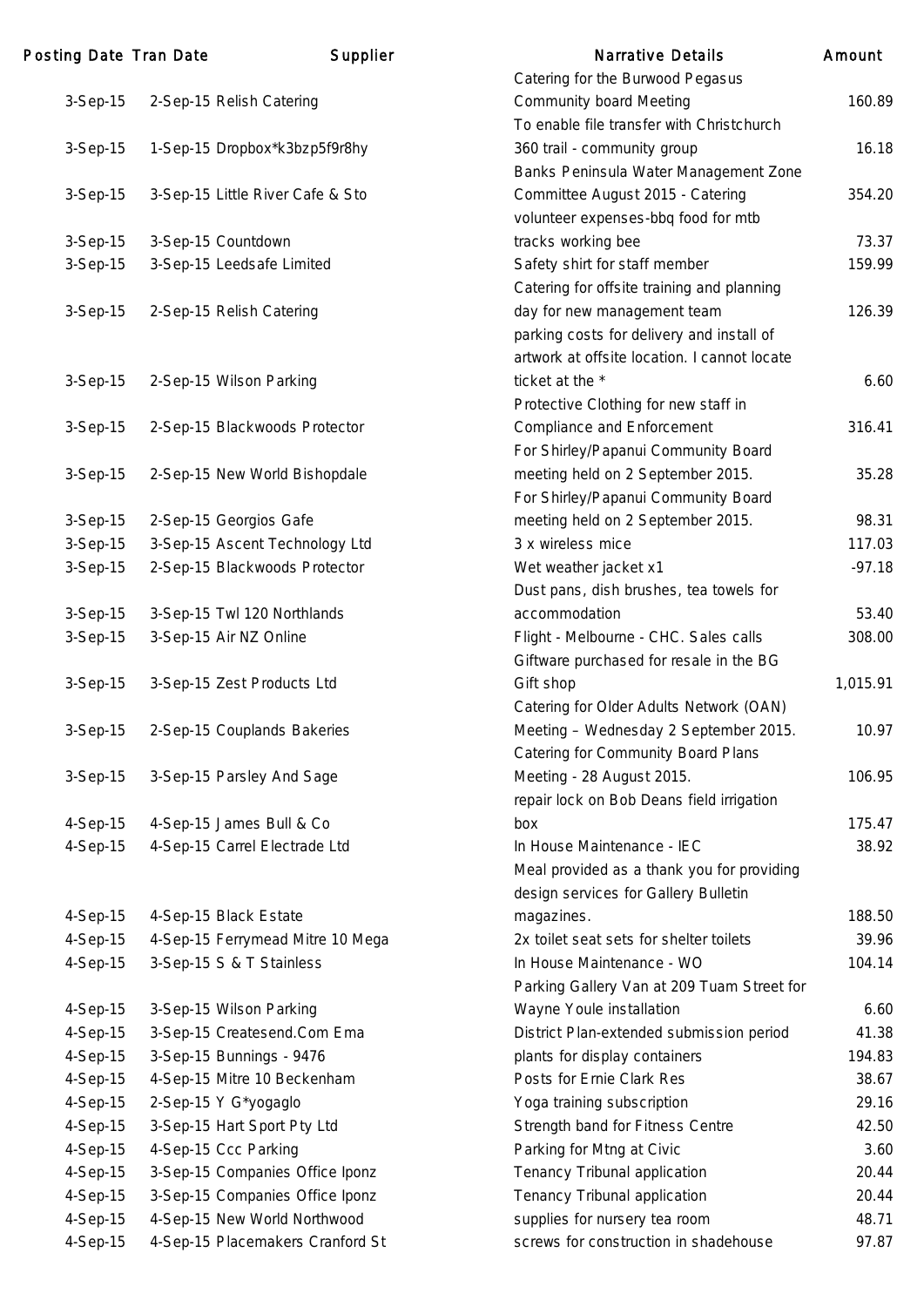| Posting Date | Tran Date | Supplier | Narrative Details | Amount |
|---|---|---|---|---|
| 3-Sep-15 | 2-Sep-15 | Relish Catering | Catering for the Burwood Pegasus Community board Meeting | 160.89 |
| 3-Sep-15 | 1-Sep-15 | Dropbox*k3bzp5f9r8hy | To enable file transfer with Christchurch 360 trail - community group | 16.18 |
| 3-Sep-15 | 3-Sep-15 | Little River Cafe & Sto | Banks Peninsula Water Management Zone Committee August 2015 - Catering | 354.20 |
| 3-Sep-15 | 3-Sep-15 | Countdown | volunteer expenses-bbq food for mtb tracks working bee | 73.37 |
| 3-Sep-15 | 3-Sep-15 | Leedsafe Limited | Safety shirt for staff member | 159.99 |
| 3-Sep-15 | 2-Sep-15 | Relish Catering | Catering for offsite training and planning day for new management team | 126.39 |
| 3-Sep-15 | 2-Sep-15 | Wilson Parking | parking costs for delivery and install of artwork at offsite location. I cannot locate ticket at the * | 6.60 |
| 3-Sep-15 | 2-Sep-15 | Blackwoods Protector | Protective Clothing for new staff in Compliance and Enforcement | 316.41 |
| 3-Sep-15 | 2-Sep-15 | New World Bishopdale | For Shirley/Papanui Community Board meeting held on 2 September 2015. | 35.28 |
| 3-Sep-15 | 2-Sep-15 | Georgios Gafe | For Shirley/Papanui Community Board meeting held on 2 September 2015. | 98.31 |
| 3-Sep-15 | 3-Sep-15 | Ascent Technology Ltd | 3 x wireless mice | 117.03 |
| 3-Sep-15 | 2-Sep-15 | Blackwoods Protector | Wet weather jacket x1 | -97.18 |
| 3-Sep-15 | 3-Sep-15 | Twl 120 Northlands | Dust pans, dish brushes, tea towels for accommodation | 53.40 |
| 3-Sep-15 | 3-Sep-15 | Air NZ Online | Flight - Melbourne - CHC. Sales calls | 308.00 |
| 3-Sep-15 | 3-Sep-15 | Zest Products Ltd | Giftware purchased for resale in the BG Gift shop | 1,015.91 |
| 3-Sep-15 | 2-Sep-15 | Couplands Bakeries | Catering for Older Adults Network (OAN) Meeting – Wednesday 2 September 2015. | 10.97 |
| 3-Sep-15 | 3-Sep-15 | Parsley And Sage | Catering for Community Board Plans Meeting - 28 August 2015. | 106.95 |
| 4-Sep-15 | 4-Sep-15 | James Bull & Co | repair lock on Bob Deans field irrigation box | 175.47 |
| 4-Sep-15 | 4-Sep-15 | Carrel Electrade Ltd | In House Maintenance - IEC | 38.92 |
| 4-Sep-15 | 4-Sep-15 | Black Estate | Meal provided as a thank you for providing design services for Gallery Bulletin magazines. | 188.50 |
| 4-Sep-15 | 4-Sep-15 | Ferrymead Mitre 10 Mega | 2x toilet seat sets for shelter toilets | 39.96 |
| 4-Sep-15 | 3-Sep-15 | S & T Stainless | In House Maintenance - WO | 104.14 |
| 4-Sep-15 | 3-Sep-15 | Wilson Parking | Parking Gallery Van at 209 Tuam Street for Wayne Youle installation | 6.60 |
| 4-Sep-15 | 3-Sep-15 | Createsend.Com Ema | District Plan-extended submission period | 41.38 |
| 4-Sep-15 | 3-Sep-15 | Bunnings - 9476 | plants for display containers | 194.83 |
| 4-Sep-15 | 4-Sep-15 | Mitre 10 Beckenham | Posts for Ernie Clark Res | 38.67 |
| 4-Sep-15 | 2-Sep-15 | Y G*yogaglo | Yoga training subscription | 29.16 |
| 4-Sep-15 | 3-Sep-15 | Hart Sport Pty Ltd | Strength band for Fitness Centre | 42.50 |
| 4-Sep-15 | 4-Sep-15 | Ccc Parking | Parking for Mtng at Civic | 3.60 |
| 4-Sep-15 | 3-Sep-15 | Companies Office Iponz | Tenancy Tribunal application | 20.44 |
| 4-Sep-15 | 3-Sep-15 | Companies Office Iponz | Tenancy Tribunal application | 20.44 |
| 4-Sep-15 | 4-Sep-15 | New World Northwood | supplies for nursery tea room | 48.71 |
| 4-Sep-15 | 4-Sep-15 | Placemakers Cranford St | screws for construction in shadehouse | 97.87 |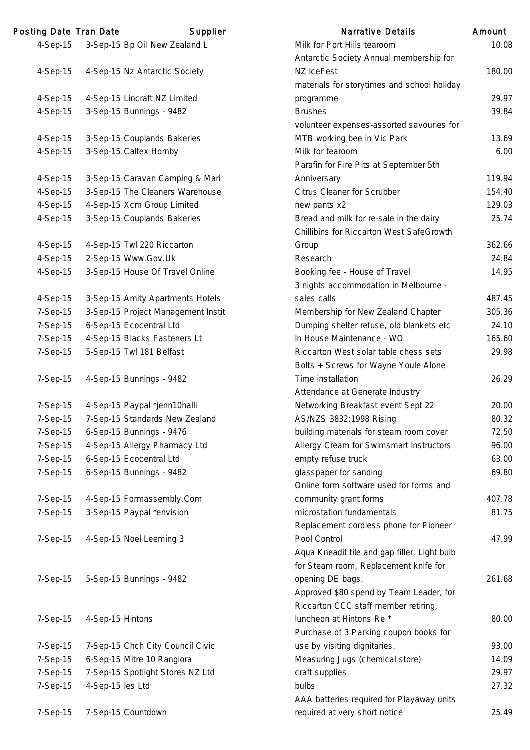| Posting Date | Tran Date | Supplier | Narrative Details | Amount |
|---|---|---|---|---|
| 4-Sep-15 | 3-Sep-15 | Bp Oil New Zealand L | Milk for Port Hills tearoom | 10.08 |
| 4-Sep-15 | 4-Sep-15 | Nz Antarctic Society | Antarctic Society Annual membership for NZ IceFest | 180.00 |
| 4-Sep-15 | 4-Sep-15 | Lincraft NZ Limited | materials for storytimes and school holiday programme | 29.97 |
| 4-Sep-15 | 3-Sep-15 | Bunnings - 9482 | Brushes | 39.84 |
| 4-Sep-15 | 3-Sep-15 | Couplands Bakeries | volunteer expenses-assorted savouries for MTB working bee in Vic Park | 13.69 |
| 4-Sep-15 | 3-Sep-15 | Caltex Hornby | Milk for tearoom | 6.00 |
| 4-Sep-15 | 3-Sep-15 | Caravan Camping & Mari | Parafin for Fire Pits at September 5th Anniversary | 119.94 |
| 4-Sep-15 | 3-Sep-15 | The Cleaners Warehouse | Citrus Cleaner for Scrubber | 154.40 |
| 4-Sep-15 | 4-Sep-15 | Xcm Group Limited | new pants x2 | 129.03 |
| 4-Sep-15 | 3-Sep-15 | Couplands Bakeries | Bread and milk for re-sale in the dairy | 25.74 |
| 4-Sep-15 | 4-Sep-15 | Twl 220 Riccarton | Chillibins for Riccarton West SafeGrowth Group | 362.66 |
| 4-Sep-15 | 2-Sep-15 | Www.Gov.Uk | Research | 24.84 |
| 4-Sep-15 | 3-Sep-15 | House Of Travel Online | Booking fee - House of Travel | 14.95 |
| 4-Sep-15 | 3-Sep-15 | Amity Apartments Hotels | 3 nights accommodation in Melbourne - sales calls | 487.45 |
| 7-Sep-15 | 3-Sep-15 | Project Management Instit | Membership for New Zealand Chapter | 305.36 |
| 7-Sep-15 | 6-Sep-15 | Ecocentral Ltd | Dumping shelter refuse, old blankets etc | 24.10 |
| 7-Sep-15 | 4-Sep-15 | Blacks Fasteners Lt | In House Maintenance - WO | 165.60 |
| 7-Sep-15 | 5-Sep-15 | Twl 181 Belfast | Riccarton West solar table chess sets | 29.98 |
| 7-Sep-15 | 4-Sep-15 | Bunnings - 9482 | Bolts + Screws for Wayne Youle Alone Time installation | 26.29 |
| 7-Sep-15 | 4-Sep-15 | Paypal *jenn10halli | Attendance at Generate Industry Networking Breakfast event Sept 22 | 20.00 |
| 7-Sep-15 | 7-Sep-15 | Standards New Zealand | AS/NZS 3832:1998 Rising | 80.32 |
| 7-Sep-15 | 6-Sep-15 | Bunnings - 9476 | building materials for steam room cover | 72.50 |
| 7-Sep-15 | 4-Sep-15 | Allergy Pharmacy Ltd | Allergy Cream for Swimsmart Instructors | 96.00 |
| 7-Sep-15 | 6-Sep-15 | Ecocentral Ltd | empty refuse truck | 63.00 |
| 7-Sep-15 | 6-Sep-15 | Bunnings - 9482 | glasspaper for sanding | 69.80 |
| 7-Sep-15 | 4-Sep-15 | Formassembly.Com | Online form software used for forms and community grant forms | 407.78 |
| 7-Sep-15 | 3-Sep-15 | Paypal *envision | microstation fundamentals | 81.75 |
| 7-Sep-15 | 4-Sep-15 | Noel Leeming 3 | Replacement cordless phone for Pioneer Pool Control | 47.99 |
| 7-Sep-15 | 5-Sep-15 | Bunnings - 9482 | Aqua Kneadit tile and gap filler, Light bulb for Steam room, Replacement knife for opening DE bags. | 261.68 |
| 7-Sep-15 | 4-Sep-15 | Hintons | Approved $80 spend by Team Leader, for Riccarton CCC staff member retiring, luncheon at Hintons Re * | 80.00 |
| 7-Sep-15 | 7-Sep-15 | Chch City Council Civic | Purchase of 3 Parking coupon books for use by visiting dignitaries. | 93.00 |
| 7-Sep-15 | 6-Sep-15 | Mitre 10 Rangiora | Measuring Jugs (chemical store) | 14.09 |
| 7-Sep-15 | 7-Sep-15 | Spotlight Stores NZ Ltd | craft supplies | 29.97 |
| 7-Sep-15 | 4-Sep-15 | Ies Ltd | bulbs | 27.32 |
| 7-Sep-15 | 7-Sep-15 | Countdown | AAA batteries required for Playaway units required at very short notice | 25.49 |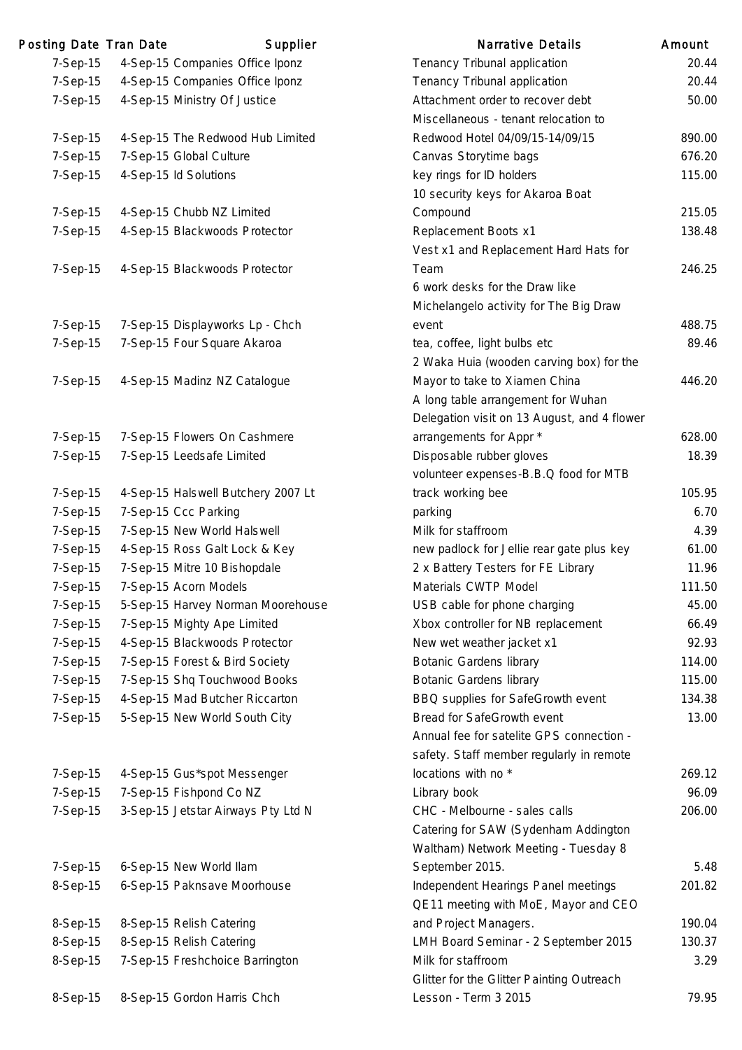| Posting Date | Tran Date | Supplier | Narrative Details | Amount |
|---|---|---|---|---|
| 7-Sep-15 | 4-Sep-15 | Companies Office Iponz | Tenancy Tribunal application | 20.44 |
| 7-Sep-15 | 4-Sep-15 | Companies Office Iponz | Tenancy Tribunal application | 20.44 |
| 7-Sep-15 | 4-Sep-15 | Ministry Of Justice | Attachment order to recover debt | 50.00 |
| 7-Sep-15 | 4-Sep-15 | The Redwood Hub Limited | Miscellaneous - tenant relocation to Redwood Hotel 04/09/15-14/09/15 | 890.00 |
| 7-Sep-15 | 7-Sep-15 | Global Culture | Canvas Storytime bags | 676.20 |
| 7-Sep-15 | 4-Sep-15 | Id Solutions | key rings for ID holders | 115.00 |
| 7-Sep-15 | 4-Sep-15 | Chubb NZ Limited | 10 security keys for Akaroa Boat Compound | 215.05 |
| 7-Sep-15 | 4-Sep-15 | Blackwoods Protector | Replacement Boots x1 | 138.48 |
| 7-Sep-15 | 4-Sep-15 | Blackwoods Protector | Vest x1 and Replacement Hard Hats for Team | 246.25 |
| 7-Sep-15 | 7-Sep-15 | Displayworks Lp - Chch | 6 work desks for the Draw like Michelangelo activity for The Big Draw event | 488.75 |
| 7-Sep-15 | 7-Sep-15 | Four Square Akaroa | tea, coffee, light bulbs etc | 89.46 |
| 7-Sep-15 | 4-Sep-15 | Madinz NZ Catalogue | 2 Waka Huia (wooden carving box) for the Mayor to take to Xiamen China | 446.20 |
| 7-Sep-15 | 7-Sep-15 | Flowers On Cashmere | A long table arrangement for Wuhan Delegation visit on 13 August, and 4 flower arrangements for Appr * | 628.00 |
| 7-Sep-15 | 7-Sep-15 | Leedsafe Limited | Disposable rubber gloves | 18.39 |
| 7-Sep-15 | 4-Sep-15 | Halswell Butchery 2007 Lt | volunteer expenses-B.B.Q food for MTB track working bee | 105.95 |
| 7-Sep-15 | 7-Sep-15 | Ccc Parking | parking | 6.70 |
| 7-Sep-15 | 7-Sep-15 | New World Halswell | Milk for staffroom | 4.39 |
| 7-Sep-15 | 4-Sep-15 | Ross Galt Lock & Key | new padlock for Jellie rear gate plus key | 61.00 |
| 7-Sep-15 | 7-Sep-15 | Mitre 10 Bishopdale | 2 x Battery Testers for FE Library | 11.96 |
| 7-Sep-15 | 7-Sep-15 | Acorn Models | Materials CWTP Model | 111.50 |
| 7-Sep-15 | 5-Sep-15 | Harvey Norman Moorehouse | USB cable for phone charging | 45.00 |
| 7-Sep-15 | 7-Sep-15 | Mighty Ape Limited | Xbox controller for NB replacement | 66.49 |
| 7-Sep-15 | 4-Sep-15 | Blackwoods Protector | New wet weather jacket x1 | 92.93 |
| 7-Sep-15 | 7-Sep-15 | Forest & Bird Society | Botanic Gardens library | 114.00 |
| 7-Sep-15 | 7-Sep-15 | Shq Touchwood Books | Botanic Gardens library | 115.00 |
| 7-Sep-15 | 4-Sep-15 | Mad Butcher Riccarton | BBQ supplies for SafeGrowth event | 134.38 |
| 7-Sep-15 | 5-Sep-15 | New World South City | Bread for SafeGrowth event | 13.00 |
| 7-Sep-15 | 4-Sep-15 | Gus*spot Messenger | Annual fee for satelite GPS connection - safety. Staff member regularly in remote locations with no * | 269.12 |
| 7-Sep-15 | 7-Sep-15 | Fishpond Co NZ | Library book | 96.09 |
| 7-Sep-15 | 3-Sep-15 | Jetstar Airways Pty Ltd N | CHC - Melbourne - sales calls | 206.00 |
| 7-Sep-15 | 6-Sep-15 | New World Ilam | Catering for SAW (Sydenham Addington Waltham) Network Meeting - Tuesday 8 September 2015. | 5.48 |
| 8-Sep-15 | 6-Sep-15 | Paknsave Moorhouse | Independent Hearings Panel meetings | 201.82 |
| 8-Sep-15 | 8-Sep-15 | Relish Catering | QE11 meeting with MoE, Mayor and CEO and Project Managers. | 190.04 |
| 8-Sep-15 | 8-Sep-15 | Relish Catering | LMH Board Seminar - 2 September 2015 | 130.37 |
| 8-Sep-15 | 7-Sep-15 | Freshchoice Barrington | Milk for staffroom | 3.29 |
| 8-Sep-15 | 8-Sep-15 | Gordon Harris Chch | Glitter for the Glitter Painting Outreach Lesson - Term 3 2015 | 79.95 |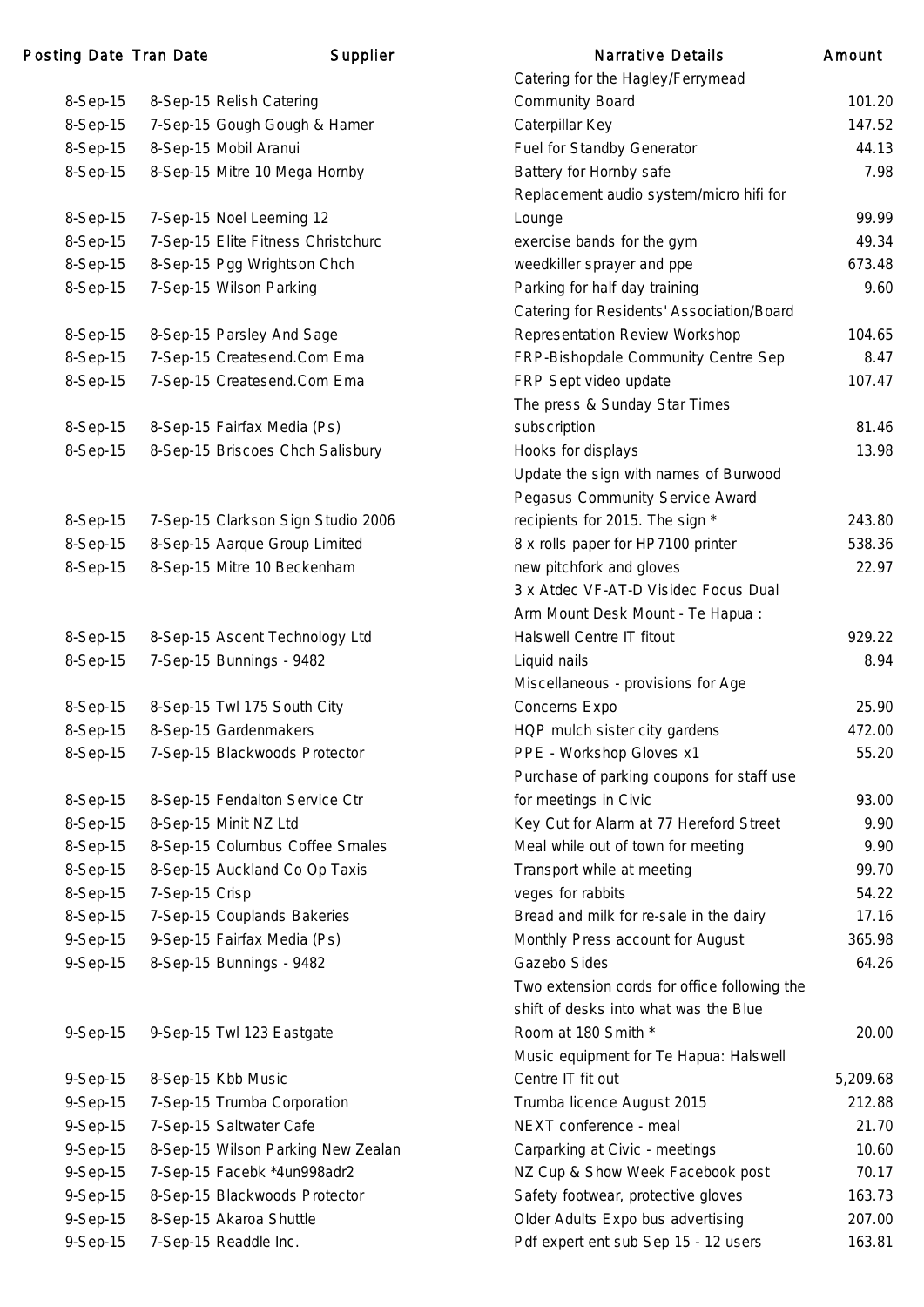| Posting Date | Tran Date | Supplier | Narrative Details | Amount |
|---|---|---|---|---|
| 8-Sep-15 | 8-Sep-15 | Relish Catering | Catering for the Hagley/Ferrymead Community Board | 101.20 |
| 8-Sep-15 | 7-Sep-15 | Gough Gough & Hamer | Caterpillar Key | 147.52 |
| 8-Sep-15 | 8-Sep-15 | Mobil Aranui | Fuel for Standby Generator | 44.13 |
| 8-Sep-15 | 8-Sep-15 | Mitre 10 Mega Hornby | Battery for Hornby safe | 7.98 |
| 8-Sep-15 | 7-Sep-15 | Noel Leeming 12 | Replacement audio system/micro hifi for Lounge | 99.99 |
| 8-Sep-15 | 7-Sep-15 | Elite Fitness Christchurc | exercise bands for the gym | 49.34 |
| 8-Sep-15 | 8-Sep-15 | Pgg Wrightson Chch | weedkiller sprayer and ppe | 673.48 |
| 8-Sep-15 | 7-Sep-15 | Wilson Parking | Parking for half day training | 9.60 |
| 8-Sep-15 | 8-Sep-15 | Parsley And Sage | Catering for Residents' Association/Board Representation Review Workshop | 104.65 |
| 8-Sep-15 | 7-Sep-15 | Createsend.Com Ema | FRP-Bishopdale Community Centre Sep | 8.47 |
| 8-Sep-15 | 7-Sep-15 | Createsend.Com Ema | FRP Sept video update | 107.47 |
| 8-Sep-15 | 8-Sep-15 | Fairfax Media (Ps) | The press & Sunday Star Times subscription | 81.46 |
| 8-Sep-15 | 8-Sep-15 | Briscoes Chch Salisbury | Hooks for displays | 13.98 |
| 8-Sep-15 | 7-Sep-15 | Clarkson Sign Studio 2006 | Update the sign with names of Burwood Pegasus Community Service Award recipients for 2015. The sign * | 243.80 |
| 8-Sep-15 | 8-Sep-15 | Aarque Group Limited | 8 x rolls paper for HP7100 printer | 538.36 |
| 8-Sep-15 | 8-Sep-15 | Mitre 10 Beckenham | new pitchfork and gloves | 22.97 |
| 8-Sep-15 | 8-Sep-15 | Ascent Technology Ltd | 3 x Atdec VF-AT-D Visidec Focus Dual Arm Mount Desk Mount - Te Hapua : Halswell Centre IT fitout | 929.22 |
| 8-Sep-15 | 7-Sep-15 | Bunnings - 9482 | Liquid nails | 8.94 |
| 8-Sep-15 | 8-Sep-15 | Twl 175 South City | Miscellaneous - provisions for Age Concerns Expo | 25.90 |
| 8-Sep-15 | 8-Sep-15 | Gardenmakers | HQP mulch sister city gardens | 472.00 |
| 8-Sep-15 | 7-Sep-15 | Blackwoods Protector | PPE - Workshop Gloves x1 | 55.20 |
| 8-Sep-15 | 8-Sep-15 | Fendalton Service Ctr | Purchase of parking coupons for staff use for meetings in Civic | 93.00 |
| 8-Sep-15 | 8-Sep-15 | Minit NZ Ltd | Key Cut for Alarm at 77 Hereford Street | 9.90 |
| 8-Sep-15 | 8-Sep-15 | Columbus Coffee Smales | Meal while out of town for meeting | 9.90 |
| 8-Sep-15 | 8-Sep-15 | Auckland Co Op Taxis | Transport while at meeting | 99.70 |
| 8-Sep-15 | 7-Sep-15 | Crisp | veges for rabbits | 54.22 |
| 8-Sep-15 | 7-Sep-15 | Couplands Bakeries | Bread and milk for re-sale in the dairy | 17.16 |
| 9-Sep-15 | 9-Sep-15 | Fairfax Media (Ps) | Monthly Press account for August | 365.98 |
| 9-Sep-15 | 8-Sep-15 | Bunnings - 9482 | Gazebo Sides | 64.26 |
| 9-Sep-15 | 9-Sep-15 | Twl 123 Eastgate | Two extension cords for office following the shift of desks into what was the Blue Room at 180 Smith * | 20.00 |
| 9-Sep-15 | 8-Sep-15 | Kbb Music | Music equipment for Te Hapua: Halswell Centre IT fit out | 5,209.68 |
| 9-Sep-15 | 7-Sep-15 | Trumba Corporation | Trumba licence August 2015 | 212.88 |
| 9-Sep-15 | 7-Sep-15 | Saltwater Cafe | NEXT conference - meal | 21.70 |
| 9-Sep-15 | 8-Sep-15 | Wilson Parking New Zealan | Carparking at Civic - meetings | 10.60 |
| 9-Sep-15 | 7-Sep-15 | Facebk *4un998adr2 | NZ Cup & Show Week Facebook post | 70.17 |
| 9-Sep-15 | 8-Sep-15 | Blackwoods Protector | Safety footwear, protective gloves | 163.73 |
| 9-Sep-15 | 8-Sep-15 | Akaroa Shuttle | Older Adults Expo bus advertising | 207.00 |
| 9-Sep-15 | 7-Sep-15 | Readdle Inc. | Pdf expert ent sub Sep 15 - 12 users | 163.81 |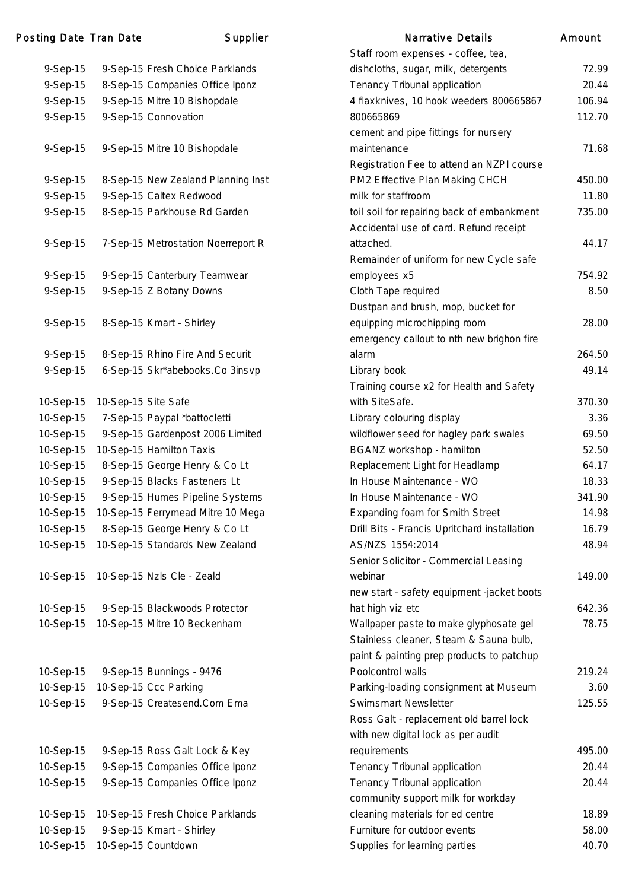| Posting Date | Tran Date | Supplier | Narrative Details | Amount |
|---|---|---|---|---|
| 9-Sep-15 | 9-Sep-15 | Fresh Choice Parklands | Staff room expenses - coffee, tea, dishcloths, sugar, milk, detergents | 72.99 |
| 9-Sep-15 | 8-Sep-15 | Companies Office Iponz | Tenancy Tribunal application | 20.44 |
| 9-Sep-15 | 9-Sep-15 | Mitre 10 Bishopdale | 4 flaxknives, 10 hook weeders 800665867 | 106.94 |
| 9-Sep-15 | 9-Sep-15 | Connovation | 800665869 | 112.70 |
| 9-Sep-15 | 9-Sep-15 | Mitre 10 Bishopdale | cement and pipe fittings for nursery maintenance | 71.68 |
| 9-Sep-15 | 8-Sep-15 | New Zealand Planning Inst | Registration Fee to attend an NZPI course PM2 Effective Plan Making CHCH | 450.00 |
| 9-Sep-15 | 9-Sep-15 | Caltex Redwood | milk for staffroom | 11.80 |
| 9-Sep-15 | 8-Sep-15 | Parkhouse Rd Garden | toil soil for repairing back of embankment | 735.00 |
| 9-Sep-15 | 7-Sep-15 | Metrostation Noerreport R | Accidental use of card. Refund receipt attached. | 44.17 |
| 9-Sep-15 | 9-Sep-15 | Canterbury Teamwear | Remainder of uniform for new Cycle safe employees x5 | 754.92 |
| 9-Sep-15 | 9-Sep-15 | Z Botany Downs | Cloth Tape required | 8.50 |
| 9-Sep-15 | 8-Sep-15 | Kmart - Shirley | Dustpan and brush, mop, bucket for equipping microchipping room | 28.00 |
| 9-Sep-15 | 8-Sep-15 | Rhino Fire And Securit | emergency callout to nth new brighon fire alarm | 264.50 |
| 9-Sep-15 | 6-Sep-15 | Skr*abebooks.Co 3insvp | Library book | 49.14 |
| 10-Sep-15 | 10-Sep-15 | Site Safe | Training course x2 for Health and Safety with SiteSafe. | 370.30 |
| 10-Sep-15 | 7-Sep-15 | Paypal *battocletti | Library colouring display | 3.36 |
| 10-Sep-15 | 9-Sep-15 | Gardenpost 2006 Limited | wildflower seed for hagley park swales | 69.50 |
| 10-Sep-15 | 10-Sep-15 | Hamilton Taxis | BGANZ workshop - hamilton | 52.50 |
| 10-Sep-15 | 8-Sep-15 | George Henry & Co Lt | Replacement Light for Headlamp | 64.17 |
| 10-Sep-15 | 9-Sep-15 | Blacks Fasteners Lt | In House Maintenance - WO | 18.33 |
| 10-Sep-15 | 9-Sep-15 | Humes Pipeline Systems | In House Maintenance - WO | 341.90 |
| 10-Sep-15 | 10-Sep-15 | Ferrymead Mitre 10 Mega | Expanding foam for Smith Street | 14.98 |
| 10-Sep-15 | 8-Sep-15 | George Henry & Co Lt | Drill Bits - Francis Upritchard installation | 16.79 |
| 10-Sep-15 | 10-Sep-15 | Standards New Zealand | AS/NZS 1554:2014 | 48.94 |
| 10-Sep-15 | 10-Sep-15 | Nzls Cle - Zeald | Senior Solicitor - Commercial Leasing webinar | 149.00 |
| 10-Sep-15 | 9-Sep-15 | Blackwoods Protector | new start - safety equipment -jacket boots hat high viz etc | 642.36 |
| 10-Sep-15 | 10-Sep-15 | Mitre 10 Beckenham | Wallpaper paste to make glyphosate gel | 78.75 |
| 10-Sep-15 | 9-Sep-15 | Bunnings - 9476 | Stainless cleaner, Steam & Sauna bulb, paint & painting prep products to patchup Poolcontrol walls | 219.24 |
| 10-Sep-15 | 10-Sep-15 | Ccc Parking | Parking-loading consignment at Museum | 3.60 |
| 10-Sep-15 | 9-Sep-15 | Createsend.Com Ema | Swimsmart Newsletter | 125.55 |
| 10-Sep-15 | 9-Sep-15 | Ross Galt Lock & Key | Ross Galt - replacement old barrel lock with new digital lock as per audit requirements | 495.00 |
| 10-Sep-15 | 9-Sep-15 | Companies Office Iponz | Tenancy Tribunal application | 20.44 |
| 10-Sep-15 | 9-Sep-15 | Companies Office Iponz | Tenancy Tribunal application | 20.44 |
| 10-Sep-15 | 10-Sep-15 | Fresh Choice Parklands | community support milk for workday cleaning materials for ed centre | 18.89 |
| 10-Sep-15 | 9-Sep-15 | Kmart - Shirley | Furniture for outdoor events | 58.00 |
| 10-Sep-15 | 10-Sep-15 | Countdown | Supplies for learning parties | 40.70 |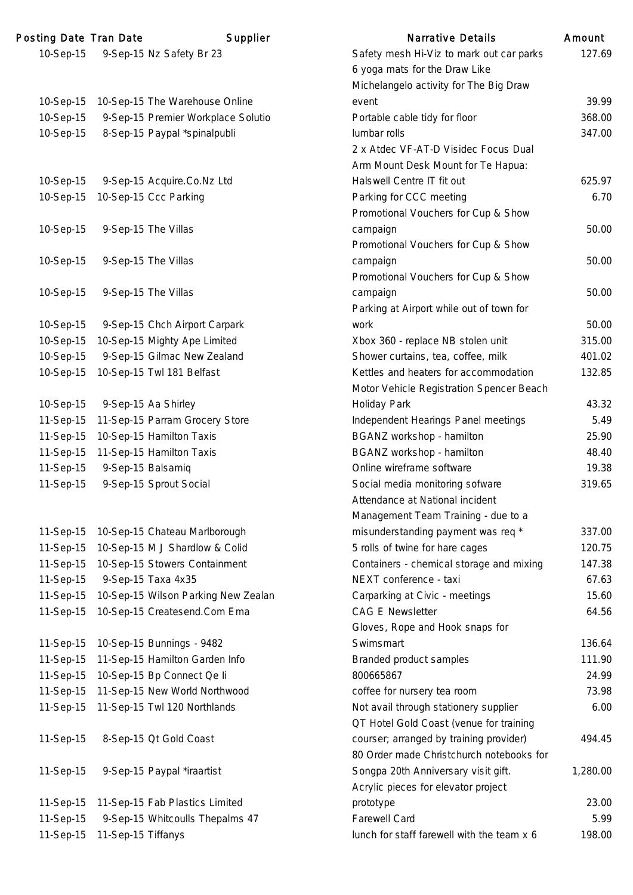| Posting Date | Tran Date | Supplier | Narrative Details | Amount |
|---|---|---|---|---|
| 10-Sep-15 | 9-Sep-15 | Nz Safety Br 23 | Safety mesh Hi-Viz to mark out car parks | 127.69 |
| 10-Sep-15 | 10-Sep-15 | The Warehouse Online | 6 yoga mats for the Draw Like Michelangelo activity for The Big Draw event | 39.99 |
| 10-Sep-15 | 9-Sep-15 | Premier Workplace Solutio | Portable cable tidy for floor | 368.00 |
| 10-Sep-15 | 8-Sep-15 | Paypal *spinalpubli | lumbar rolls | 347.00 |
| 10-Sep-15 | 9-Sep-15 | Acquire.Co.Nz Ltd | 2 x Atdec VF-AT-D Visidec Focus Dual Arm Mount Desk Mount for Te Hapua: Halswell Centre IT fit out | 625.97 |
| 10-Sep-15 | 10-Sep-15 | Ccc Parking | Parking for CCC meeting | 6.70 |
| 10-Sep-15 | 9-Sep-15 | The Villas | Promotional Vouchers for Cup & Show campaign | 50.00 |
| 10-Sep-15 | 9-Sep-15 | The Villas | Promotional Vouchers for Cup & Show campaign | 50.00 |
| 10-Sep-15 | 9-Sep-15 | The Villas | Promotional Vouchers for Cup & Show campaign | 50.00 |
| 10-Sep-15 | 9-Sep-15 | Chch Airport Carpark | Parking at Airport while out of town for work | 50.00 |
| 10-Sep-15 | 10-Sep-15 | Mighty Ape Limited | Xbox 360 - replace NB stolen unit | 315.00 |
| 10-Sep-15 | 9-Sep-15 | Gilmac New Zealand | Shower curtains, tea, coffee, milk | 401.02 |
| 10-Sep-15 | 10-Sep-15 | Twl 181 Belfast | Kettles and heaters for accommodation | 132.85 |
| 10-Sep-15 | 9-Sep-15 | Aa Shirley | Motor Vehicle Registration Spencer Beach Holiday Park | 43.32 |
| 11-Sep-15 | 11-Sep-15 | Parram Grocery Store | Independent Hearings Panel meetings | 5.49 |
| 11-Sep-15 | 10-Sep-15 | Hamilton Taxis | BGANZ workshop - hamilton | 25.90 |
| 11-Sep-15 | 11-Sep-15 | Hamilton Taxis | BGANZ workshop - hamilton | 48.40 |
| 11-Sep-15 | 9-Sep-15 | Balsamiq | Online wireframe software | 19.38 |
| 11-Sep-15 | 9-Sep-15 | Sprout Social | Social media monitoring sofware | 319.65 |
| 11-Sep-15 | 10-Sep-15 | Chateau Marlborough | Attendance at National incident Management Team Training - due to a misunderstanding payment was req * | 337.00 |
| 11-Sep-15 | 10-Sep-15 | M J Shardlow & Colid | 5 rolls of twine for hare cages | 120.75 |
| 11-Sep-15 | 10-Sep-15 | Stowers Containment | Containers - chemical storage and mixing | 147.38 |
| 11-Sep-15 | 9-Sep-15 | Taxa 4x35 | NEXT conference - taxi | 67.63 |
| 11-Sep-15 | 10-Sep-15 | Wilson Parking New Zealan | Carparking at Civic - meetings | 15.60 |
| 11-Sep-15 | 10-Sep-15 | Createsend.Com Ema | CAG E Newsletter | 64.56 |
| 11-Sep-15 | 10-Sep-15 | Bunnings - 9482 | Gloves, Rope and Hook snaps for Swimsmart | 136.64 |
| 11-Sep-15 | 11-Sep-15 | Hamilton Garden Info | Branded product samples | 111.90 |
| 11-Sep-15 | 10-Sep-15 | Bp Connect Qe Ii | 800665867 | 24.99 |
| 11-Sep-15 | 11-Sep-15 | New World Northwood | coffee for nursery tea room | 73.98 |
| 11-Sep-15 | 11-Sep-15 | Twl 120 Northlands | Not avail through stationery supplier | 6.00 |
| 11-Sep-15 | 8-Sep-15 | Qt Gold Coast | QT Hotel Gold Coast (venue for training courser; arranged by training provider) | 494.45 |
| 11-Sep-15 | 9-Sep-15 | Paypal *iraartist | 80 Order made Christchurch notebooks for Songpa 20th Anniversary visit gift. | 1,280.00 |
| 11-Sep-15 | 11-Sep-15 | Fab Plastics Limited | Acrylic pieces for elevator project prototype | 23.00 |
| 11-Sep-15 | 9-Sep-15 | Whitcoulls Thepalms 47 | Farewell Card | 5.99 |
| 11-Sep-15 | 11-Sep-15 | Tiffanys | lunch for staff farewell with the team x 6 | 198.00 |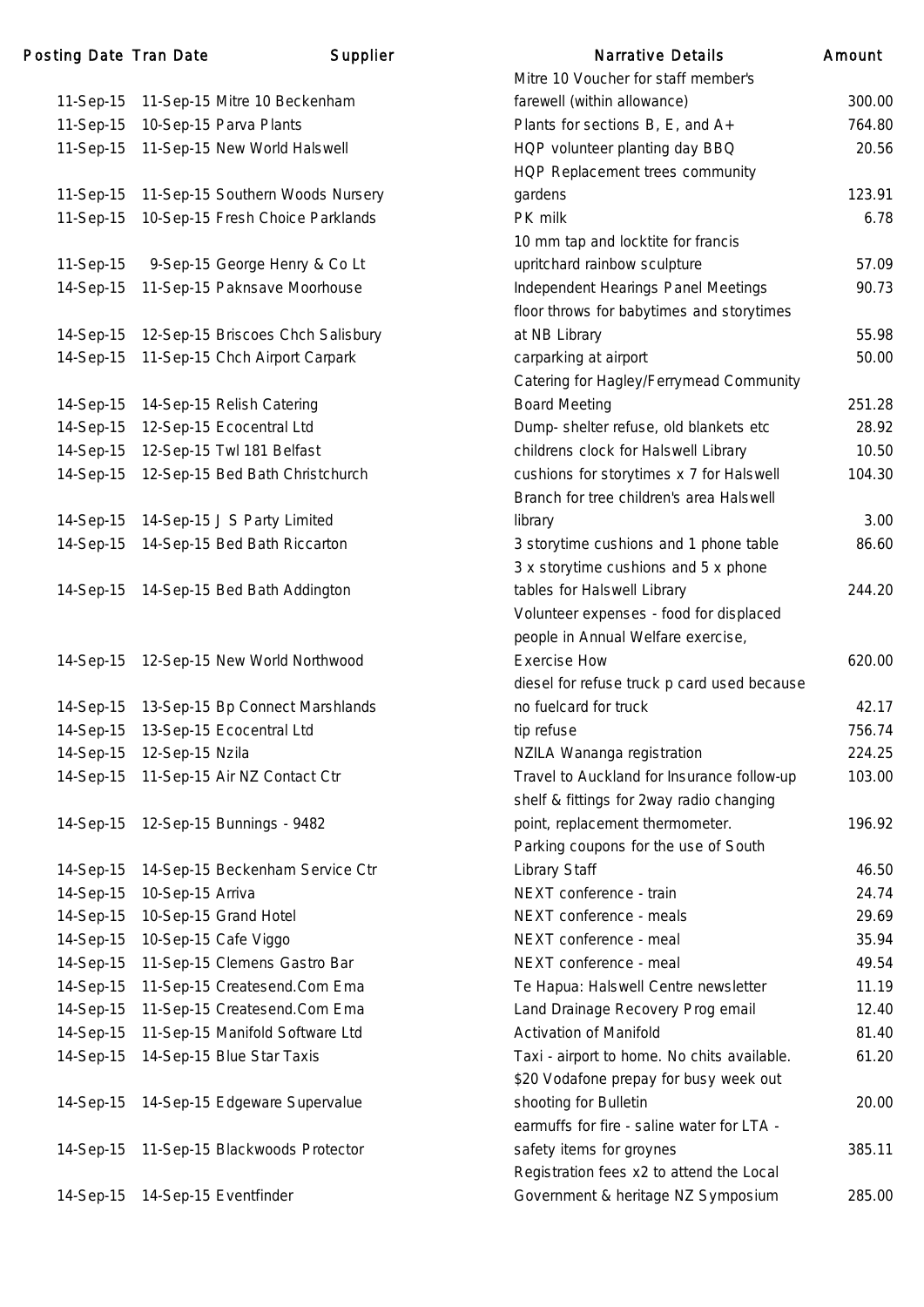| Posting Date | Tran Date | Supplier | Narrative Details | Amount |
|---|---|---|---|---|
| 11-Sep-15 | 11-Sep-15 | Mitre 10 Beckenham | Mitre 10 Voucher for staff member's farewell (within allowance) | 300.00 |
| 11-Sep-15 | 10-Sep-15 | Parva Plants | Plants for sections B, E, and A+ | 764.80 |
| 11-Sep-15 | 11-Sep-15 | New World Halswell | HQP volunteer planting day BBQ | 20.56 |
| 11-Sep-15 | 11-Sep-15 | Southern Woods Nursery | HQP Replacement trees community gardens | 123.91 |
| 11-Sep-15 | 10-Sep-15 | Fresh Choice Parklands | PK milk | 6.78 |
| 11-Sep-15 | 9-Sep-15 | George Henry & Co Lt | 10 mm tap and locktite for francis upritchard rainbow sculpture | 57.09 |
| 14-Sep-15 | 11-Sep-15 | Paknsave Moorhouse | Independent Hearings Panel Meetings | 90.73 |
| 14-Sep-15 | 12-Sep-15 | Briscoes Chch Salisbury | floor throws for babytimes and storytimes at NB Library | 55.98 |
| 14-Sep-15 | 11-Sep-15 | Chch Airport Carpark | carparking at airport | 50.00 |
| 14-Sep-15 | 14-Sep-15 | Relish Catering | Catering for Hagley/Ferrymead Community Board Meeting | 251.28 |
| 14-Sep-15 | 12-Sep-15 | Ecocentral Ltd | Dump- shelter refuse, old blankets etc | 28.92 |
| 14-Sep-15 | 12-Sep-15 | Twl 181 Belfast | childrens clock for Halswell Library | 10.50 |
| 14-Sep-15 | 12-Sep-15 | Bed Bath Christchurch | cushions for storytimes x 7 for Halswell | 104.30 |
| 14-Sep-15 | 14-Sep-15 | J S Party Limited | Branch for tree children's area Halswell library | 3.00 |
| 14-Sep-15 | 14-Sep-15 | Bed Bath Riccarton | 3 storytime cushions and 1 phone table | 86.60 |
| 14-Sep-15 | 14-Sep-15 | Bed Bath Addington | 3 x storytime cushions and 5 x phone tables for Halswell Library | 244.20 |
| 14-Sep-15 | 12-Sep-15 | New World Northwood | Volunteer expenses - food for displaced people in Annual Welfare exercise, Exercise How | 620.00 |
| 14-Sep-15 | 13-Sep-15 | Bp Connect Marshlands | diesel for refuse truck p card used because no fuelcard for truck | 42.17 |
| 14-Sep-15 | 13-Sep-15 | Ecocentral Ltd | tip refuse | 756.74 |
| 14-Sep-15 | 12-Sep-15 | Nzila | NZILA Wananga registration | 224.25 |
| 14-Sep-15 | 11-Sep-15 | Air NZ Contact Ctr | Travel to Auckland for Insurance follow-up | 103.00 |
| 14-Sep-15 | 12-Sep-15 | Bunnings - 9482 | shelf & fittings for 2way radio changing point, replacement thermometer. | 196.92 |
| 14-Sep-15 | 14-Sep-15 | Beckenham Service Ctr | Parking coupons for the use of South Library Staff | 46.50 |
| 14-Sep-15 | 10-Sep-15 | Arriva | NEXT conference - train | 24.74 |
| 14-Sep-15 | 10-Sep-15 | Grand Hotel | NEXT conference - meals | 29.69 |
| 14-Sep-15 | 10-Sep-15 | Cafe Viggo | NEXT conference - meal | 35.94 |
| 14-Sep-15 | 11-Sep-15 | Clemens Gastro Bar | NEXT conference - meal | 49.54 |
| 14-Sep-15 | 11-Sep-15 | Createsend.Com Ema | Te Hapua: Halswell Centre newsletter | 11.19 |
| 14-Sep-15 | 11-Sep-15 | Createsend.Com Ema | Land Drainage Recovery Prog email | 12.40 |
| 14-Sep-15 | 11-Sep-15 | Manifold Software Ltd | Activation of Manifold | 81.40 |
| 14-Sep-15 | 14-Sep-15 | Blue Star Taxis | Taxi - airport to home. No chits available. | 61.20 |
| 14-Sep-15 | 14-Sep-15 | Edgeware Supervalue | $20 Vodafone prepay for busy week out shooting for Bulletin | 20.00 |
| 14-Sep-15 | 11-Sep-15 | Blackwoods Protector | earmuffs for fire - saline water for LTA - safety items for groynes | 385.11 |
| 14-Sep-15 | 14-Sep-15 | Eventfinder | Registration fees x2 to attend the Local Government & heritage NZ Symposium | 285.00 |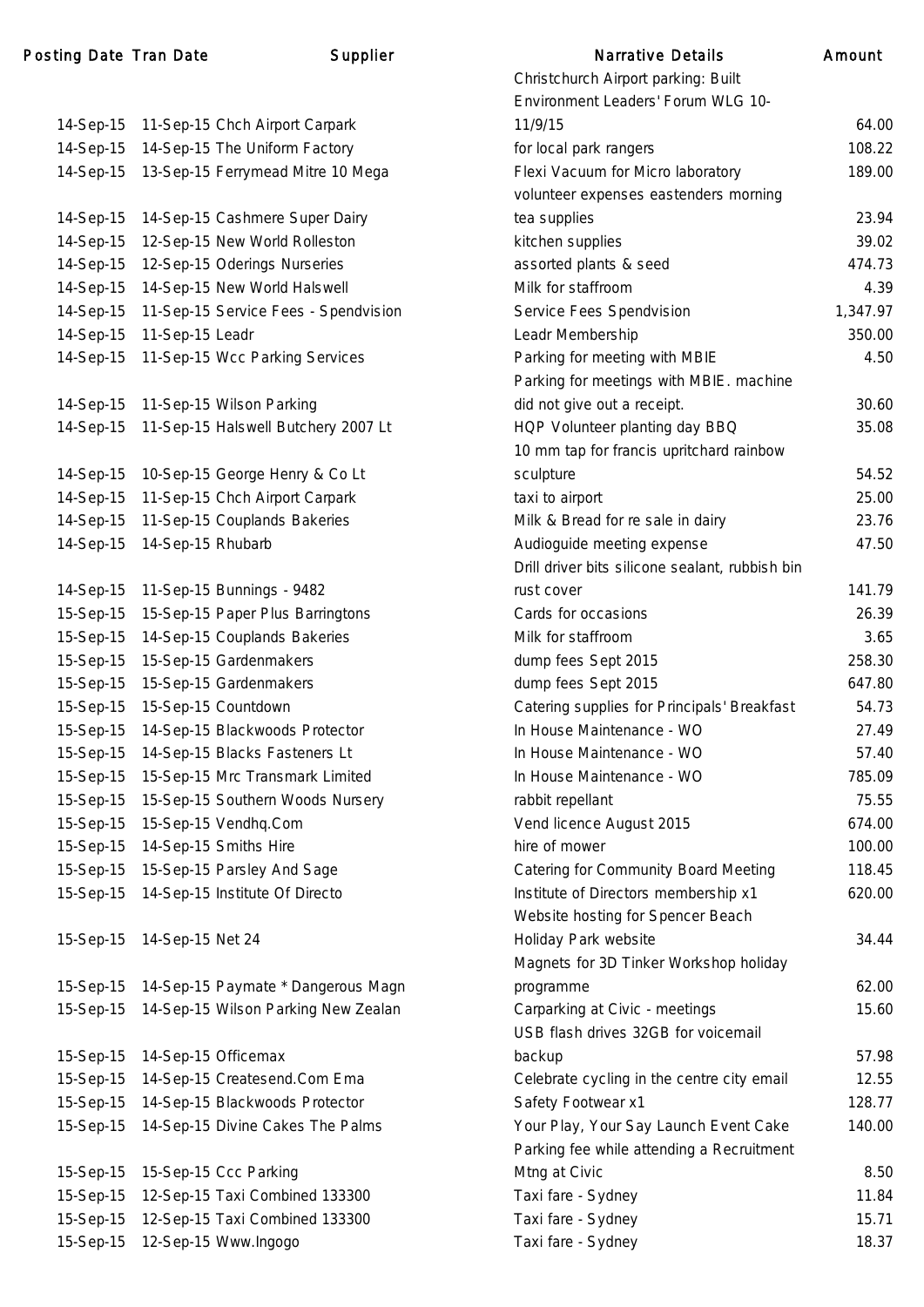| Posting Date | Tran Date | Supplier | Narrative Details | Amount |
|---|---|---|---|---|
| 14-Sep-15 | 11-Sep-15 | Chch Airport Carpark | Christchurch Airport parking: Built Environment Leaders' Forum WLG 10-11/9/15 | 64.00 |
| 14-Sep-15 | 14-Sep-15 | The Uniform Factory | for local park rangers | 108.22 |
| 14-Sep-15 | 13-Sep-15 | Ferrymead Mitre 10 Mega | Flexi Vacuum for Micro laboratory | 189.00 |
| 14-Sep-15 | 14-Sep-15 | Cashmere Super Dairy | volunteer expenses eastenders morning tea supplies | 23.94 |
| 14-Sep-15 | 12-Sep-15 | New World Rolleston | kitchen supplies | 39.02 |
| 14-Sep-15 | 12-Sep-15 | Oderings Nurseries | assorted plants & seed | 474.73 |
| 14-Sep-15 | 14-Sep-15 | New World Halswell | Milk for staffroom | 4.39 |
| 14-Sep-15 | 11-Sep-15 | Service Fees - Spendvision | Service Fees Spendvision | 1,347.97 |
| 14-Sep-15 | 11-Sep-15 | Leadr | Leadr Membership | 350.00 |
| 14-Sep-15 | 11-Sep-15 | Wcc Parking Services | Parking for meeting with MBIE | 4.50 |
| 14-Sep-15 | 11-Sep-15 | Wilson Parking | Parking for meetings with MBIE. machine did not give out a receipt. | 30.60 |
| 14-Sep-15 | 11-Sep-15 | Halswell Butchery 2007 Lt | HQP Volunteer planting day BBQ | 35.08 |
| 14-Sep-15 | 10-Sep-15 | George Henry & Co Lt | 10 mm tap for francis upritchard rainbow sculpture | 54.52 |
| 14-Sep-15 | 11-Sep-15 | Chch Airport Carpark | taxi to airport | 25.00 |
| 14-Sep-15 | 11-Sep-15 | Couplands Bakeries | Milk & Bread for re sale in dairy | 23.76 |
| 14-Sep-15 | 14-Sep-15 | Rhubarb | Audioguide meeting expense | 47.50 |
| 14-Sep-15 | 11-Sep-15 | Bunnings - 9482 | Drill driver bits silicone sealant, rubbish bin rust cover | 141.79 |
| 15-Sep-15 | 15-Sep-15 | Paper Plus Barringtons | Cards for occasions | 26.39 |
| 15-Sep-15 | 14-Sep-15 | Couplands Bakeries | Milk for staffroom | 3.65 |
| 15-Sep-15 | 15-Sep-15 | Gardenmakers | dump fees Sept 2015 | 258.30 |
| 15-Sep-15 | 15-Sep-15 | Gardenmakers | dump fees Sept 2015 | 647.80 |
| 15-Sep-15 | 15-Sep-15 | Countdown | Catering supplies for Principals' Breakfast | 54.73 |
| 15-Sep-15 | 14-Sep-15 | Blackwoods Protector | In House Maintenance - WO | 27.49 |
| 15-Sep-15 | 14-Sep-15 | Blacks Fasteners Lt | In House Maintenance - WO | 57.40 |
| 15-Sep-15 | 15-Sep-15 | Mrc Transmark Limited | In House Maintenance - WO | 785.09 |
| 15-Sep-15 | 15-Sep-15 | Southern Woods Nursery | rabbit repellant | 75.55 |
| 15-Sep-15 | 15-Sep-15 | Vendhq.Com | Vend licence August 2015 | 674.00 |
| 15-Sep-15 | 14-Sep-15 | Smiths Hire | hire of mower | 100.00 |
| 15-Sep-15 | 15-Sep-15 | Parsley And Sage | Catering for Community Board Meeting | 118.45 |
| 15-Sep-15 | 14-Sep-15 | Institute Of Directo | Institute of Directors membership x1 | 620.00 |
| 15-Sep-15 | 14-Sep-15 | Net 24 | Website hosting for Spencer Beach Holiday Park website | 34.44 |
| 15-Sep-15 | 14-Sep-15 | Paymate * Dangerous Magn | Magnets for 3D Tinker Workshop holiday programme | 62.00 |
| 15-Sep-15 | 14-Sep-15 | Wilson Parking New Zealan | Carparking at Civic - meetings | 15.60 |
| 15-Sep-15 | 14-Sep-15 | Officemax | USB flash drives 32GB for voicemail backup | 57.98 |
| 15-Sep-15 | 14-Sep-15 | Createsend.Com Ema | Celebrate cycling in the centre city email | 12.55 |
| 15-Sep-15 | 14-Sep-15 | Blackwoods Protector | Safety Footwear x1 | 128.77 |
| 15-Sep-15 | 14-Sep-15 | Divine Cakes The Palms | Your Play, Your Say Launch Event Cake | 140.00 |
| 15-Sep-15 | 15-Sep-15 | Ccc Parking | Parking fee while attending a Recruitment Mtng at Civic | 8.50 |
| 15-Sep-15 | 12-Sep-15 | Taxi Combined 133300 | Taxi fare - Sydney | 11.84 |
| 15-Sep-15 | 12-Sep-15 | Taxi Combined 133300 | Taxi fare - Sydney | 15.71 |
| 15-Sep-15 | 12-Sep-15 | Www.Ingogo | Taxi fare - Sydney | 18.37 |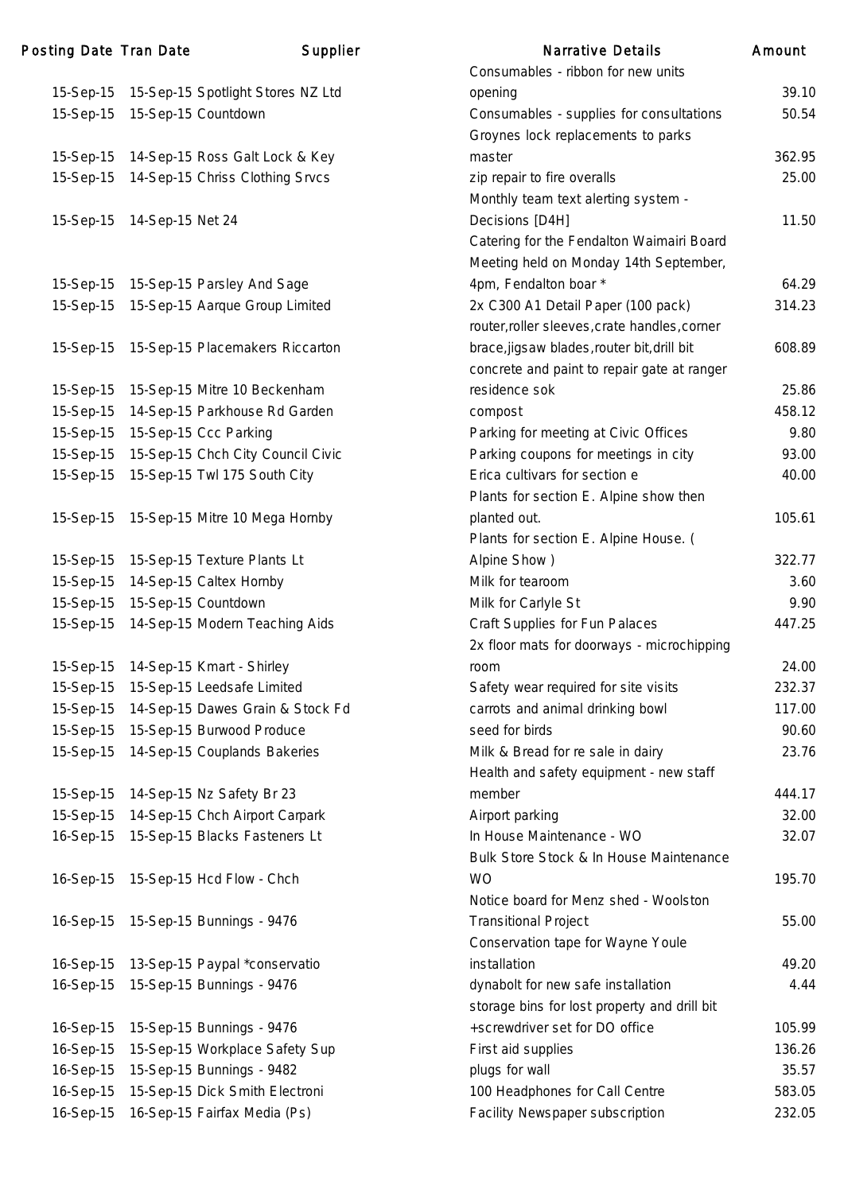| Posting Date | Tran Date | Supplier | Narrative Details | Amount |
|---|---|---|---|---|
| 15-Sep-15 | 15-Sep-15 | Spotlight Stores NZ Ltd | Consumables - ribbon for new units opening | 39.10 |
| 15-Sep-15 | 15-Sep-15 | Countdown | Consumables - supplies for consultations | 50.54 |
| 15-Sep-15 | 14-Sep-15 | Ross Galt Lock & Key | Groynes lock replacements to parks master | 362.95 |
| 15-Sep-15 | 14-Sep-15 | Chriss Clothing Srvcs | zip repair to fire overalls | 25.00 |
| 15-Sep-15 | 14-Sep-15 | Net 24 | Monthly team text alerting system - Decisions [D4H] | 11.50 |
| 15-Sep-15 | 15-Sep-15 | Parsley And Sage | Catering for the Fendalton Waimairi Board Meeting held on Monday 14th September, 4pm, Fendalton boar * | 64.29 |
| 15-Sep-15 | 15-Sep-15 | Aarque Group Limited | 2x C300 A1 Detail Paper (100 pack) | 314.23 |
| 15-Sep-15 | 15-Sep-15 | Placemakers Riccarton | router,roller sleeves,crate handles,corner brace,jigsaw blades,router bit,drill bit | 608.89 |
| 15-Sep-15 | 15-Sep-15 | Mitre 10 Beckenham | concrete and paint to repair gate at ranger residence sok | 25.86 |
| 15-Sep-15 | 14-Sep-15 | Parkhouse Rd Garden | compost | 458.12 |
| 15-Sep-15 | 15-Sep-15 | Ccc Parking | Parking for meeting at Civic Offices | 9.80 |
| 15-Sep-15 | 15-Sep-15 | Chch City Council Civic | Parking coupons for meetings in city | 93.00 |
| 15-Sep-15 | 15-Sep-15 | Twl 175 South City | Erica cultivars for section e | 40.00 |
| 15-Sep-15 | 15-Sep-15 | Mitre 10 Mega Hornby | Plants for section E. Alpine show then planted out. | 105.61 |
| 15-Sep-15 | 15-Sep-15 | Texture Plants Lt | Plants for section E. Alpine House. ( Alpine Show ) | 322.77 |
| 15-Sep-15 | 14-Sep-15 | Caltex Hornby | Milk for tearoom | 3.60 |
| 15-Sep-15 | 15-Sep-15 | Countdown | Milk for Carlyle St | 9.90 |
| 15-Sep-15 | 14-Sep-15 | Modern Teaching Aids | Craft Supplies for Fun Palaces | 447.25 |
| 15-Sep-15 | 14-Sep-15 | Kmart - Shirley | 2x floor mats for doorways - microchipping room | 24.00 |
| 15-Sep-15 | 15-Sep-15 | Leedsafe Limited | Safety wear required for site visits | 232.37 |
| 15-Sep-15 | 14-Sep-15 | Dawes Grain & Stock Fd | carrots and animal drinking bowl | 117.00 |
| 15-Sep-15 | 15-Sep-15 | Burwood Produce | seed for birds | 90.60 |
| 15-Sep-15 | 14-Sep-15 | Couplands Bakeries | Milk & Bread for re sale in dairy | 23.76 |
| 15-Sep-15 | 14-Sep-15 | Nz Safety Br 23 | Health and safety equipment - new staff member | 444.17 |
| 15-Sep-15 | 14-Sep-15 | Chch Airport Carpark | Airport parking | 32.00 |
| 16-Sep-15 | 15-Sep-15 | Blacks Fasteners Lt | In House Maintenance - WO | 32.07 |
| 16-Sep-15 | 15-Sep-15 | Hcd Flow - Chch | Bulk Store Stock & In House Maintenance WO | 195.70 |
| 16-Sep-15 | 15-Sep-15 | Bunnings - 9476 | Notice board for Menz shed - Woolston Transitional Project | 55.00 |
| 16-Sep-15 | 13-Sep-15 | Paypal *conservatio | Conservation tape for Wayne Youle installation | 49.20 |
| 16-Sep-15 | 15-Sep-15 | Bunnings - 9476 | dynabolt for new safe installation | 4.44 |
| 16-Sep-15 | 15-Sep-15 | Bunnings - 9476 | storage bins for lost property and drill bit +screwdriver set for DO office | 105.99 |
| 16-Sep-15 | 15-Sep-15 | Workplace Safety Sup | First aid supplies | 136.26 |
| 16-Sep-15 | 15-Sep-15 | Bunnings - 9482 | plugs for wall | 35.57 |
| 16-Sep-15 | 15-Sep-15 | Dick Smith Electroni | 100 Headphones for Call Centre | 583.05 |
| 16-Sep-15 | 16-Sep-15 | Fairfax Media (Ps) | Facility Newspaper subscription | 232.05 |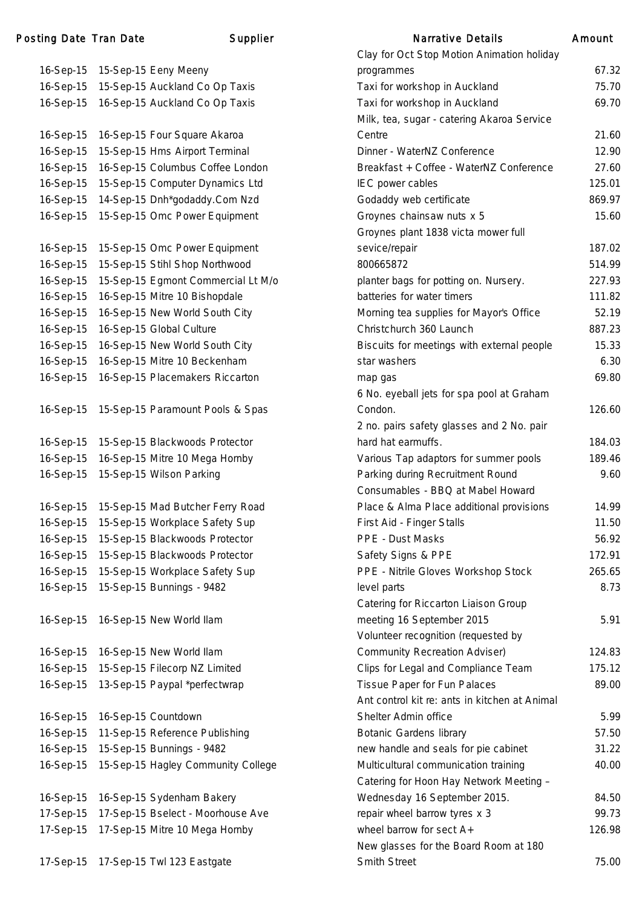| Posting Date | Tran Date | Supplier | Narrative Details | Amount |
|---|---|---|---|---|
| 16-Sep-15 | 15-Sep-15 | Eeny Meeny | Clay for Oct Stop Motion Animation holiday programmes | 67.32 |
| 16-Sep-15 | 15-Sep-15 | Auckland Co Op Taxis | Taxi for workshop in Auckland | 75.70 |
| 16-Sep-15 | 16-Sep-15 | Auckland Co Op Taxis | Taxi for workshop in Auckland | 69.70 |
| 16-Sep-15 | 16-Sep-15 | Four Square Akaroa | Milk, tea, sugar - catering Akaroa Service Centre | 21.60 |
| 16-Sep-15 | 15-Sep-15 | Hms Airport Terminal | Dinner - WaterNZ Conference | 12.90 |
| 16-Sep-15 | 16-Sep-15 | Columbus Coffee London | Breakfast + Coffee - WaterNZ Conference | 27.60 |
| 16-Sep-15 | 15-Sep-15 | Computer Dynamics Ltd | IEC power cables | 125.01 |
| 16-Sep-15 | 14-Sep-15 | Dnh*godaddy.Com Nzd | Godaddy web certificate | 869.97 |
| 16-Sep-15 | 15-Sep-15 | Omc Power Equipment | Groynes chainsaw nuts x 5 | 15.60 |
| 16-Sep-15 | 15-Sep-15 | Omc Power Equipment | Groynes plant 1838 victa mower full sevice/repair | 187.02 |
| 16-Sep-15 | 15-Sep-15 | Stihl Shop Northwood | 800665872 | 514.99 |
| 16-Sep-15 | 15-Sep-15 | Egmont Commercial Lt M/o | planter bags for potting on. Nursery. | 227.93 |
| 16-Sep-15 | 16-Sep-15 | Mitre 10 Bishopdale | batteries for water timers | 111.82 |
| 16-Sep-15 | 16-Sep-15 | New World South City | Morning tea supplies for Mayor's Office | 52.19 |
| 16-Sep-15 | 16-Sep-15 | Global Culture | Christchurch 360 Launch | 887.23 |
| 16-Sep-15 | 16-Sep-15 | New World South City | Biscuits for meetings with external people | 15.33 |
| 16-Sep-15 | 16-Sep-15 | Mitre 10 Beckenham | star washers | 6.30 |
| 16-Sep-15 | 16-Sep-15 | Placemakers Riccarton | map gas | 69.80 |
| 16-Sep-15 | 15-Sep-15 | Paramount Pools & Spas | 6 No. eyeball jets for spa pool at Graham Condon. | 126.60 |
| 16-Sep-15 | 15-Sep-15 | Blackwoods Protector | 2 no. pairs safety glasses and 2 No. pair hard hat earmuffs. | 184.03 |
| 16-Sep-15 | 16-Sep-15 | Mitre 10 Mega Hornby | Various Tap adaptors for summer pools | 189.46 |
| 16-Sep-15 | 15-Sep-15 | Wilson Parking | Parking during Recruitment Round | 9.60 |
| 16-Sep-15 | 15-Sep-15 | Mad Butcher Ferry Road | Consumables - BBQ at Mabel Howard Place & Alma Place additional provisions | 14.99 |
| 16-Sep-15 | 15-Sep-15 | Workplace Safety Sup | First Aid - Finger Stalls | 11.50 |
| 16-Sep-15 | 15-Sep-15 | Blackwoods Protector | PPE - Dust Masks | 56.92 |
| 16-Sep-15 | 15-Sep-15 | Blackwoods Protector | Safety Signs & PPE | 172.91 |
| 16-Sep-15 | 15-Sep-15 | Workplace Safety Sup | PPE - Nitrile Gloves Workshop Stock | 265.65 |
| 16-Sep-15 | 15-Sep-15 | Bunnings - 9482 | level parts | 8.73 |
| 16-Sep-15 | 16-Sep-15 | New World Ilam | Catering for Riccarton Liaison Group meeting 16 September 2015 | 5.91 |
| 16-Sep-15 | 16-Sep-15 | New World Ilam | Volunteer recognition (requested by Community Recreation Adviser) | 124.83 |
| 16-Sep-15 | 15-Sep-15 | Filecorp NZ Limited | Clips for Legal and Compliance Team | 175.12 |
| 16-Sep-15 | 13-Sep-15 | Paypal *perfectwrap | Tissue Paper for Fun Palaces | 89.00 |
| 16-Sep-15 | 16-Sep-15 | Countdown | Ant control kit re: ants in kitchen at Animal Shelter Admin office | 5.99 |
| 16-Sep-15 | 11-Sep-15 | Reference Publishing | Botanic Gardens library | 57.50 |
| 16-Sep-15 | 15-Sep-15 | Bunnings - 9482 | new handle and seals for pie cabinet | 31.22 |
| 16-Sep-15 | 15-Sep-15 | Hagley Community College | Multicultural communication training | 40.00 |
| 16-Sep-15 | 16-Sep-15 | Sydenham Bakery | Catering for Hoon Hay Network Meeting – Wednesday 16 September 2015. | 84.50 |
| 17-Sep-15 | 17-Sep-15 | Bselect - Moorhouse Ave | repair wheel barrow tyres x 3 | 99.73 |
| 17-Sep-15 | 17-Sep-15 | Mitre 10 Mega Hornby | wheel barrow for sect A+ | 126.98 |
| 17-Sep-15 | 17-Sep-15 | Twl 123 Eastgate | New glasses for the Board Room at 180 Smith Street | 75.00 |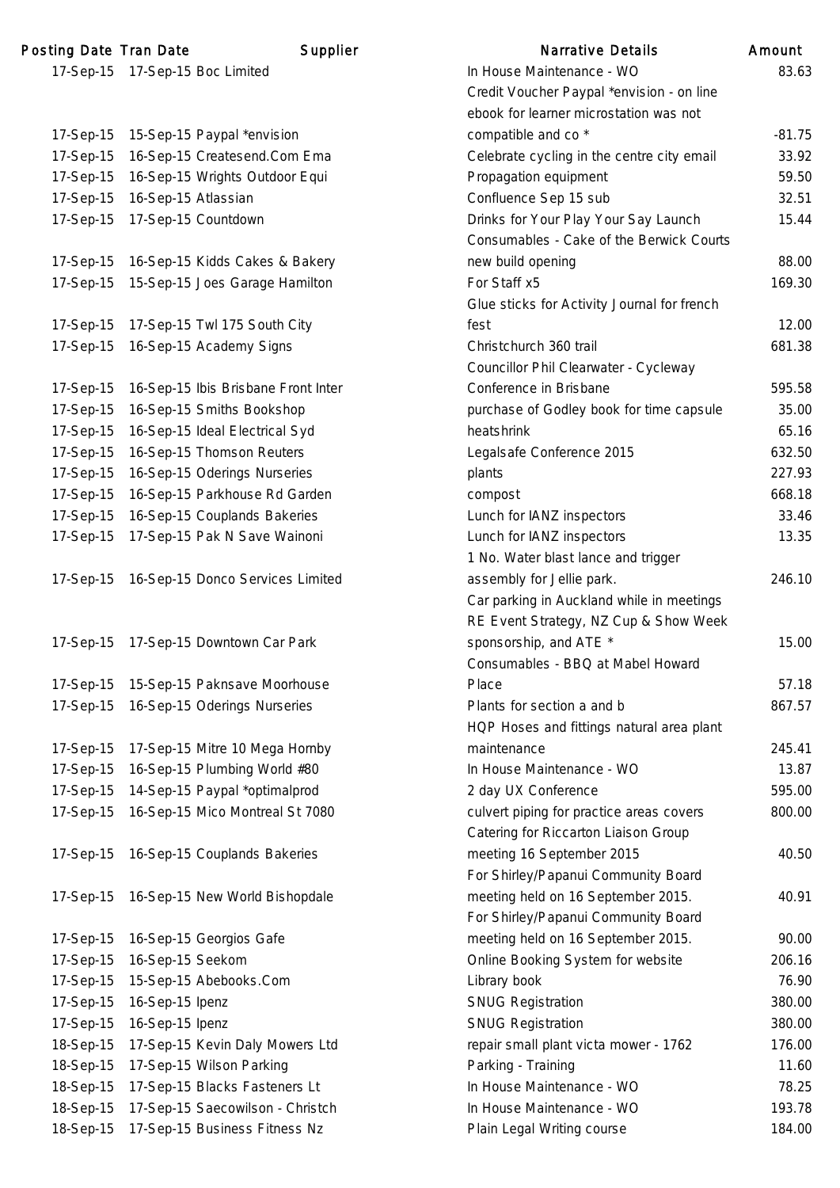| Posting Date | Tran Date | Supplier | Narrative Details | Amount |
|---|---|---|---|---|
| 17-Sep-15 | 17-Sep-15 | Boc Limited | In House Maintenance - WO | 83.63 |
| 17-Sep-15 | 15-Sep-15 | Paypal *envision | Credit Voucher Paypal *envision - on line ebook for learner microstation was not compatible and co * | -81.75 |
| 17-Sep-15 | 16-Sep-15 | Createsend.Com Ema | Celebrate cycling in the centre city email | 33.92 |
| 17-Sep-15 | 16-Sep-15 | Wrights Outdoor Equi | Propagation equipment | 59.50 |
| 17-Sep-15 | 16-Sep-15 | Atlassian | Confluence Sep 15 sub | 32.51 |
| 17-Sep-15 | 17-Sep-15 | Countdown | Drinks for Your Play Your Say Launch | 15.44 |
| 17-Sep-15 | 16-Sep-15 | Kidds Cakes & Bakery | Consumables - Cake of the Berwick Courts new build opening | 88.00 |
| 17-Sep-15 | 15-Sep-15 | Joes Garage Hamilton | For Staff x5 | 169.30 |
| 17-Sep-15 | 17-Sep-15 | Twl 175 South City | Glue sticks for Activity Journal for french fest | 12.00 |
| 17-Sep-15 | 16-Sep-15 | Academy Signs | Christchurch 360 trail | 681.38 |
| 17-Sep-15 | 16-Sep-15 | Ibis Brisbane Front Inter | Councillor Phil Clearwater - Cycleway Conference in Brisbane | 595.58 |
| 17-Sep-15 | 16-Sep-15 | Smiths Bookshop | purchase of Godley book for time capsule | 35.00 |
| 17-Sep-15 | 16-Sep-15 | Ideal Electrical Syd | heatshrink | 65.16 |
| 17-Sep-15 | 16-Sep-15 | Thomson Reuters | Legalsafe Conference 2015 | 632.50 |
| 17-Sep-15 | 16-Sep-15 | Oderings Nurseries | plants | 227.93 |
| 17-Sep-15 | 16-Sep-15 | Parkhouse Rd Garden | compost | 668.18 |
| 17-Sep-15 | 16-Sep-15 | Couplands Bakeries | Lunch for IANZ inspectors | 33.46 |
| 17-Sep-15 | 17-Sep-15 | Pak N Save Wainoni | Lunch for IANZ inspectors | 13.35 |
| 17-Sep-15 | 16-Sep-15 | Donco Services Limited | 1 No. Water blast lance and trigger assembly for Jellie park. | 246.10 |
| 17-Sep-15 | 17-Sep-15 | Downtown Car Park | Car parking in Auckland while in meetings RE Event Strategy, NZ Cup & Show Week sponsorship, and ATE * | 15.00 |
| 17-Sep-15 | 15-Sep-15 | Paknsave Moorhouse | Consumables - BBQ at Mabel Howard Place | 57.18 |
| 17-Sep-15 | 16-Sep-15 | Oderings Nurseries | Plants for section a and b | 867.57 |
| 17-Sep-15 | 17-Sep-15 | Mitre 10 Mega Hornby | HQP Hoses and fittings natural area plant maintenance | 245.41 |
| 17-Sep-15 | 16-Sep-15 | Plumbing World #80 | In House Maintenance - WO | 13.87 |
| 17-Sep-15 | 14-Sep-15 | Paypal *optimalprod | 2 day UX Conference | 595.00 |
| 17-Sep-15 | 16-Sep-15 | Mico Montreal St 7080 | culvert piping for practice areas covers | 800.00 |
| 17-Sep-15 | 16-Sep-15 | Couplands Bakeries | Catering for Riccarton Liaison Group meeting 16 September 2015 | 40.50 |
| 17-Sep-15 | 16-Sep-15 | New World Bishopdale | For Shirley/Papanui Community Board meeting held on 16 September 2015. | 40.91 |
| 17-Sep-15 | 16-Sep-15 | Georgios Gafe | For Shirley/Papanui Community Board meeting held on 16 September 2015. | 90.00 |
| 17-Sep-15 | 16-Sep-15 | Seekom | Online Booking System for website | 206.16 |
| 17-Sep-15 | 15-Sep-15 | Abebooks.Com | Library book | 76.90 |
| 17-Sep-15 | 16-Sep-15 | Ipenz | SNUG Registration | 380.00 |
| 17-Sep-15 | 16-Sep-15 | Ipenz | SNUG Registration | 380.00 |
| 18-Sep-15 | 17-Sep-15 | Kevin Daly Mowers Ltd | repair small plant victa mower - 1762 | 176.00 |
| 18-Sep-15 | 17-Sep-15 | Wilson Parking | Parking - Training | 11.60 |
| 18-Sep-15 | 17-Sep-15 | Blacks Fasteners Lt | In House Maintenance - WO | 78.25 |
| 18-Sep-15 | 17-Sep-15 | Saecowilson - Christch | In House Maintenance - WO | 193.78 |
| 18-Sep-15 | 17-Sep-15 | Business Fitness Nz | Plain Legal Writing course | 184.00 |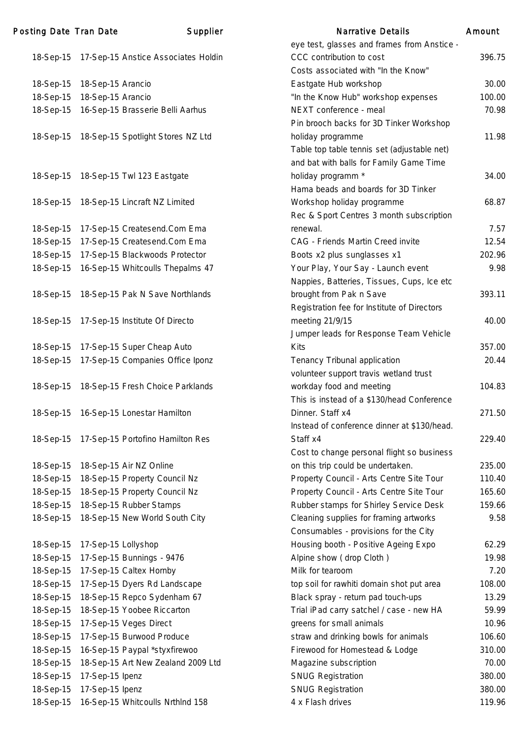| Posting Date | Tran Date | Supplier | Narrative Details | Amount |
|---|---|---|---|---|
| 18-Sep-15 | 17-Sep-15 | Anstice Associates Holdin | eye test, glasses and frames from Anstice - CCC contribution to cost | 396.75 |
| 18-Sep-15 | 18-Sep-15 | Arancio | Costs associated with "In the Know" Eastgate Hub workshop | 30.00 |
| 18-Sep-15 | 18-Sep-15 | Arancio | "In the Know Hub" workshop expenses | 100.00 |
| 18-Sep-15 | 16-Sep-15 | Brasserie Belli Aarhus | NEXT conference - meal | 70.98 |
| 18-Sep-15 | 18-Sep-15 | Spotlight Stores NZ Ltd | Pin brooch backs for 3D Tinker Workshop holiday programme | 11.98 |
| 18-Sep-15 | 18-Sep-15 | Twl 123 Eastgate | Table top table tennis set (adjustable net) and bat with balls for Family Game Time holiday programm * | 34.00 |
| 18-Sep-15 | 18-Sep-15 | Lincraft NZ Limited | Hama beads and boards for 3D Tinker Workshop holiday programme | 68.87 |
| 18-Sep-15 | 17-Sep-15 | Createsend.Com Ema | Rec & Sport Centres 3 month subscription renewal. | 7.57 |
| 18-Sep-15 | 17-Sep-15 | Createsend.Com Ema | CAG - Friends Martin Creed invite | 12.54 |
| 18-Sep-15 | 17-Sep-15 | Blackwoods Protector | Boots x2 plus sunglasses x1 | 202.96 |
| 18-Sep-15 | 16-Sep-15 | Whitcoulls Thepalms 47 | Your Play, Your Say - Launch event | 9.98 |
| 18-Sep-15 | 18-Sep-15 | Pak N Save Northlands | Nappies, Batteries, Tissues, Cups, Ice etc brought from Pak n Save | 393.11 |
| 18-Sep-15 | 17-Sep-15 | Institute Of Directo | Registration fee for Institute of Directors meeting 21/9/15 | 40.00 |
| 18-Sep-15 | 17-Sep-15 | Super Cheap Auto | Jumper leads for Response Team Vehicle Kits | 357.00 |
| 18-Sep-15 | 17-Sep-15 | Companies Office Iponz | Tenancy Tribunal application | 20.44 |
| 18-Sep-15 | 18-Sep-15 | Fresh Choice Parklands | volunteer support travis wetland trust workday food and meeting | 104.83 |
| 18-Sep-15 | 16-Sep-15 | Lonestar Hamilton | This is instead of a $130/head Conference Dinner. Staff x4 | 271.50 |
| 18-Sep-15 | 17-Sep-15 | Portofino Hamilton Res | Instead of conference dinner at $130/head. Staff x4 | 229.40 |
| 18-Sep-15 | 18-Sep-15 | Air NZ Online | Cost to change personal flight so business on this trip could be undertaken. | 235.00 |
| 18-Sep-15 | 18-Sep-15 | Property Council Nz | Property Council - Arts Centre Site Tour | 110.40 |
| 18-Sep-15 | 18-Sep-15 | Property Council Nz | Property Council - Arts Centre Site Tour | 165.60 |
| 18-Sep-15 | 18-Sep-15 | Rubber Stamps | Rubber stamps for Shirley Service Desk | 159.66 |
| 18-Sep-15 | 18-Sep-15 | New World South City | Cleaning supplies for framing artworks | 9.58 |
| 18-Sep-15 | 17-Sep-15 | Lollyshop | Consumables - provisions for the City Housing booth - Positive Ageing Expo | 62.29 |
| 18-Sep-15 | 17-Sep-15 | Bunnings - 9476 | Alpine show ( drop Cloth ) | 19.98 |
| 18-Sep-15 | 17-Sep-15 | Caltex Hornby | Milk for tearoom | 7.20 |
| 18-Sep-15 | 17-Sep-15 | Dyers Rd Landscape | top soil for rawhiti domain shot put area | 108.00 |
| 18-Sep-15 | 18-Sep-15 | Repco Sydenham 67 | Black spray - return pad touch-ups | 13.29 |
| 18-Sep-15 | 18-Sep-15 | Yoobee Riccarton | Trial iPad carry satchel / case - new HA | 59.99 |
| 18-Sep-15 | 17-Sep-15 | Veges Direct | greens for small animals | 10.96 |
| 18-Sep-15 | 17-Sep-15 | Burwood Produce | straw and drinking bowls for animals | 106.60 |
| 18-Sep-15 | 16-Sep-15 | Paypal *styxfirewoo | Firewood for Homestead & Lodge | 310.00 |
| 18-Sep-15 | 18-Sep-15 | Art New Zealand 2009 Ltd | Magazine subscription | 70.00 |
| 18-Sep-15 | 17-Sep-15 | Ipenz | SNUG Registration | 380.00 |
| 18-Sep-15 | 17-Sep-15 | Ipenz | SNUG Registration | 380.00 |
| 18-Sep-15 | 16-Sep-15 | Whitcoulls Nrthlnd 158 | 4 x Flash drives | 119.96 |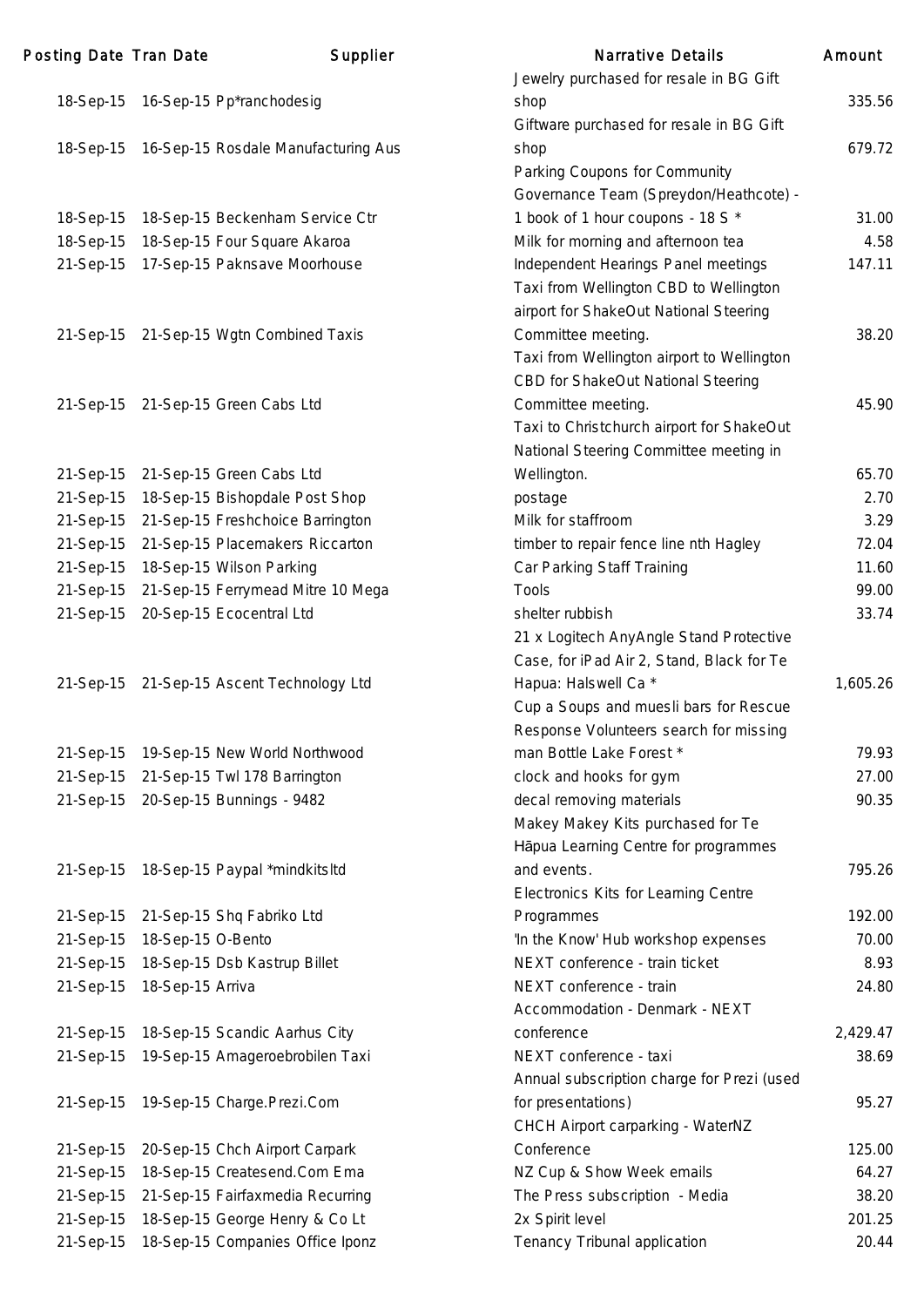| Posting Date | Tran Date | Supplier | Narrative Details | Amount |
|---|---|---|---|---|
| 18-Sep-15 | 16-Sep-15 | Pp*ranchodesig | Jewelry purchased for resale in BG Gift shop | 335.56 |
| 18-Sep-15 | 16-Sep-15 | Rosdale Manufacturing Aus | Giftware purchased for resale in BG Gift shop | 679.72 |
| 18-Sep-15 | 18-Sep-15 | Beckenham Service Ctr | Parking Coupons for Community Governance Team (Spreydon/Heathcote) - 1 book of 1 hour coupons - 18 S * | 31.00 |
| 18-Sep-15 | 18-Sep-15 | Four Square Akaroa | Milk for morning and afternoon tea | 4.58 |
| 21-Sep-15 | 17-Sep-15 | Paknsave Moorhouse | Independent Hearings Panel meetings | 147.11 |
| 21-Sep-15 | 21-Sep-15 | Wgtn Combined Taxis | Taxi from Wellington CBD to Wellington airport for ShakeOut National Steering Committee meeting. | 38.20 |
| 21-Sep-15 | 21-Sep-15 | Green Cabs Ltd | Taxi from Wellington airport to Wellington CBD for ShakeOut National Steering Committee meeting. | 45.90 |
| 21-Sep-15 | 21-Sep-15 | Green Cabs Ltd | Taxi to Christchurch airport for ShakeOut National Steering Committee meeting in Wellington. | 65.70 |
| 21-Sep-15 | 18-Sep-15 | Bishopdale Post Shop | postage | 2.70 |
| 21-Sep-15 | 21-Sep-15 | Freshchoice Barrington | Milk for staffroom | 3.29 |
| 21-Sep-15 | 21-Sep-15 | Placemakers Riccarton | timber to repair fence line nth Hagley | 72.04 |
| 21-Sep-15 | 18-Sep-15 | Wilson Parking | Car Parking Staff Training | 11.60 |
| 21-Sep-15 | 21-Sep-15 | Ferrymead Mitre 10 Mega | Tools | 99.00 |
| 21-Sep-15 | 20-Sep-15 | Ecocentral Ltd | shelter rubbish | 33.74 |
| 21-Sep-15 | 21-Sep-15 | Ascent Technology Ltd | 21 x Logitech AnyAngle Stand Protective Case, for iPad Air 2, Stand, Black for Te Hapua: Halswell Ca * | 1,605.26 |
| 21-Sep-15 | 19-Sep-15 | New World Northwood | Cup a Soups and muesli bars for Rescue Response Volunteers search for missing man Bottle Lake Forest * | 79.93 |
| 21-Sep-15 | 21-Sep-15 | Twl 178 Barrington | clock and hooks for gym | 27.00 |
| 21-Sep-15 | 20-Sep-15 | Bunnings - 9482 | decal removing materials | 90.35 |
| 21-Sep-15 | 18-Sep-15 | Paypal *mindkitsltd | Makey Makey Kits purchased for Te Hāpua Learning Centre for programmes and events. | 795.26 |
| 21-Sep-15 | 21-Sep-15 | Shq Fabriko Ltd | Electronics Kits for Learning Centre Programmes | 192.00 |
| 21-Sep-15 | 18-Sep-15 | O-Bento | 'In the Know' Hub workshop expenses | 70.00 |
| 21-Sep-15 | 18-Sep-15 | Dsb Kastrup Billet | NEXT conference - train ticket | 8.93 |
| 21-Sep-15 | 18-Sep-15 | Arriva | NEXT conference - train | 24.80 |
| 21-Sep-15 | 18-Sep-15 | Scandic Aarhus City | Accommodation - Denmark - NEXT conference | 2,429.47 |
| 21-Sep-15 | 19-Sep-15 | Amageroebrobilen Taxi | NEXT conference - taxi | 38.69 |
| 21-Sep-15 | 19-Sep-15 | Charge.Prezi.Com | Annual subscription charge for Prezi (used for presentations) | 95.27 |
| 21-Sep-15 | 20-Sep-15 | Chch Airport Carpark | CHCH Airport carparking - WaterNZ Conference | 125.00 |
| 21-Sep-15 | 18-Sep-15 | Createsend.Com Ema | NZ Cup & Show Week emails | 64.27 |
| 21-Sep-15 | 21-Sep-15 | Fairfaxmedia Recurring | The Press subscription - Media | 38.20 |
| 21-Sep-15 | 18-Sep-15 | George Henry & Co Lt | 2x Spirit level | 201.25 |
| 21-Sep-15 | 18-Sep-15 | Companies Office Iponz | Tenancy Tribunal application | 20.44 |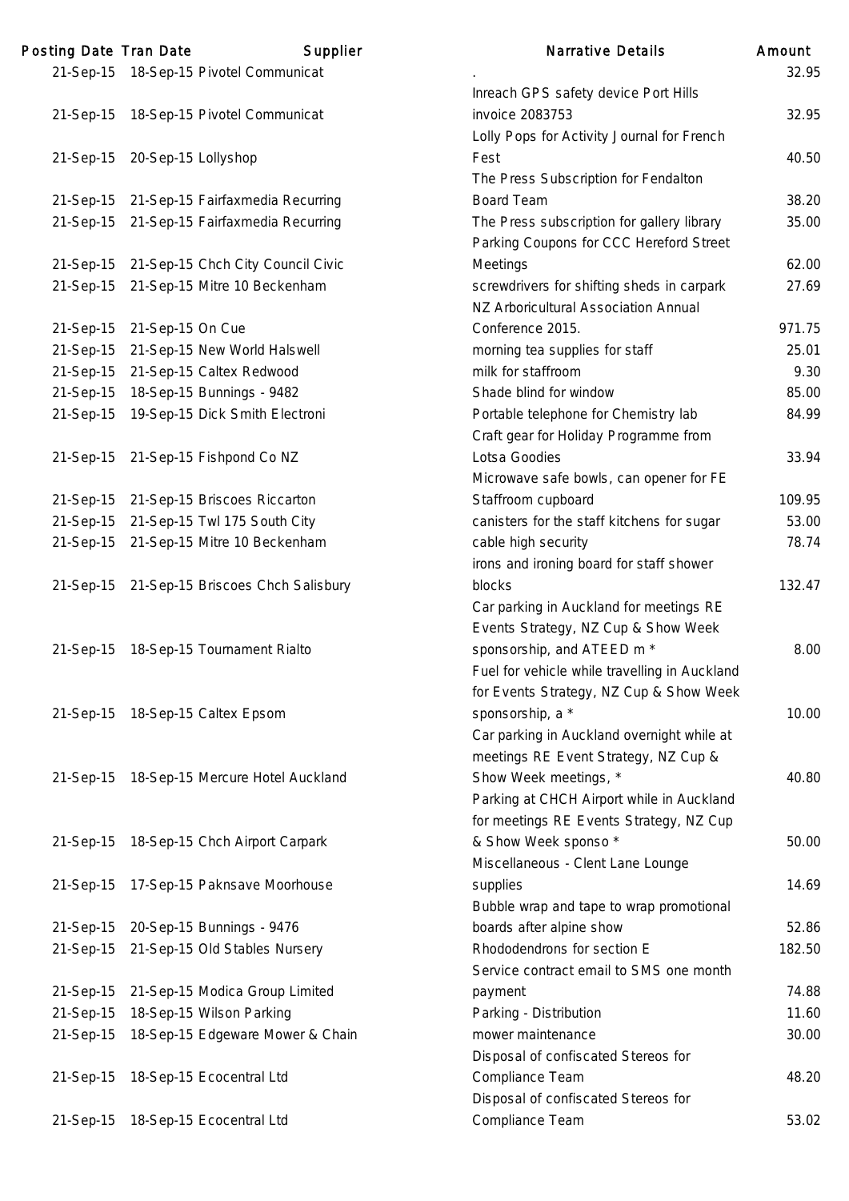| Posting Date | Tran Date | Supplier | Narrative Details | Amount |
|---|---|---|---|---|
| 21-Sep-15 | 18-Sep-15 | Pivotel Communicat | . | 32.95 |
| 21-Sep-15 | 18-Sep-15 | Pivotel Communicat | Inreach GPS safety device Port Hills invoice 2083753 | 32.95 |
| 21-Sep-15 | 20-Sep-15 | Lollyshop | Lolly Pops for Activity Journal for French Fest | 40.50 |
| 21-Sep-15 | 21-Sep-15 | Fairfaxmedia Recurring | The Press Subscription for Fendalton Board Team | 38.20 |
| 21-Sep-15 | 21-Sep-15 | Fairfaxmedia Recurring | The Press subscription for gallery library | 35.00 |
| 21-Sep-15 | 21-Sep-15 | Chch City Council Civic | Parking Coupons for CCC Hereford Street Meetings | 62.00 |
| 21-Sep-15 | 21-Sep-15 | Mitre 10 Beckenham | screwdrivers for shifting sheds in carpark | 27.69 |
| 21-Sep-15 | 21-Sep-15 | On Cue | NZ Arboricultural Association Annual Conference 2015. | 971.75 |
| 21-Sep-15 | 21-Sep-15 | New World Halswell | morning tea supplies for staff | 25.01 |
| 21-Sep-15 | 21-Sep-15 | Caltex Redwood | milk for staffroom | 9.30 |
| 21-Sep-15 | 18-Sep-15 | Bunnings - 9482 | Shade blind for window | 85.00 |
| 21-Sep-15 | 19-Sep-15 | Dick Smith Electroni | Portable telephone for Chemistry lab | 84.99 |
| 21-Sep-15 | 21-Sep-15 | Fishpond Co NZ | Craft gear for Holiday Programme from Lotsa Goodies | 33.94 |
| 21-Sep-15 | 21-Sep-15 | Briscoes Riccarton | Microwave safe bowls, can opener for FE Staffroom cupboard | 109.95 |
| 21-Sep-15 | 21-Sep-15 | Twl 175 South City | canisters for the staff kitchens for sugar | 53.00 |
| 21-Sep-15 | 21-Sep-15 | Mitre 10 Beckenham | cable high security | 78.74 |
| 21-Sep-15 | 21-Sep-15 | Briscoes Chch Salisbury | irons and ironing board for staff shower blocks | 132.47 |
| 21-Sep-15 | 18-Sep-15 | Tournament Rialto | Car parking in Auckland for meetings RE Events Strategy, NZ Cup & Show Week sponsorship, and ATEED m * | 8.00 |
| 21-Sep-15 | 18-Sep-15 | Caltex Epsom | Fuel for vehicle while travelling in Auckland for Events Strategy, NZ Cup & Show Week sponsorship, a * | 10.00 |
| 21-Sep-15 | 18-Sep-15 | Mercure Hotel Auckland | Car parking in Auckland overnight while at meetings RE Event Strategy, NZ Cup & Show Week meetings, * | 40.80 |
| 21-Sep-15 | 18-Sep-15 | Chch Airport Carpark | Parking at CHCH Airport while in Auckland for meetings RE Events Strategy, NZ Cup & Show Week sponso * | 50.00 |
| 21-Sep-15 | 17-Sep-15 | Paknsave Moorhouse | Miscellaneous - Clent Lane Lounge supplies | 14.69 |
| 21-Sep-15 | 20-Sep-15 | Bunnings - 9476 | Bubble wrap and tape to wrap promotional boards after alpine show | 52.86 |
| 21-Sep-15 | 21-Sep-15 | Old Stables Nursery | Rhododendrons for section E | 182.50 |
| 21-Sep-15 | 21-Sep-15 | Modica Group Limited | Service contract email to SMS one month payment | 74.88 |
| 21-Sep-15 | 18-Sep-15 | Wilson Parking | Parking - Distribution | 11.60 |
| 21-Sep-15 | 18-Sep-15 | Edgeware Mower & Chain | mower maintenance | 30.00 |
| 21-Sep-15 | 18-Sep-15 | Ecocentral Ltd | Disposal of confiscated Stereos for Compliance Team | 48.20 |
| 21-Sep-15 | 18-Sep-15 | Ecocentral Ltd | Disposal of confiscated Stereos for Compliance Team | 53.02 |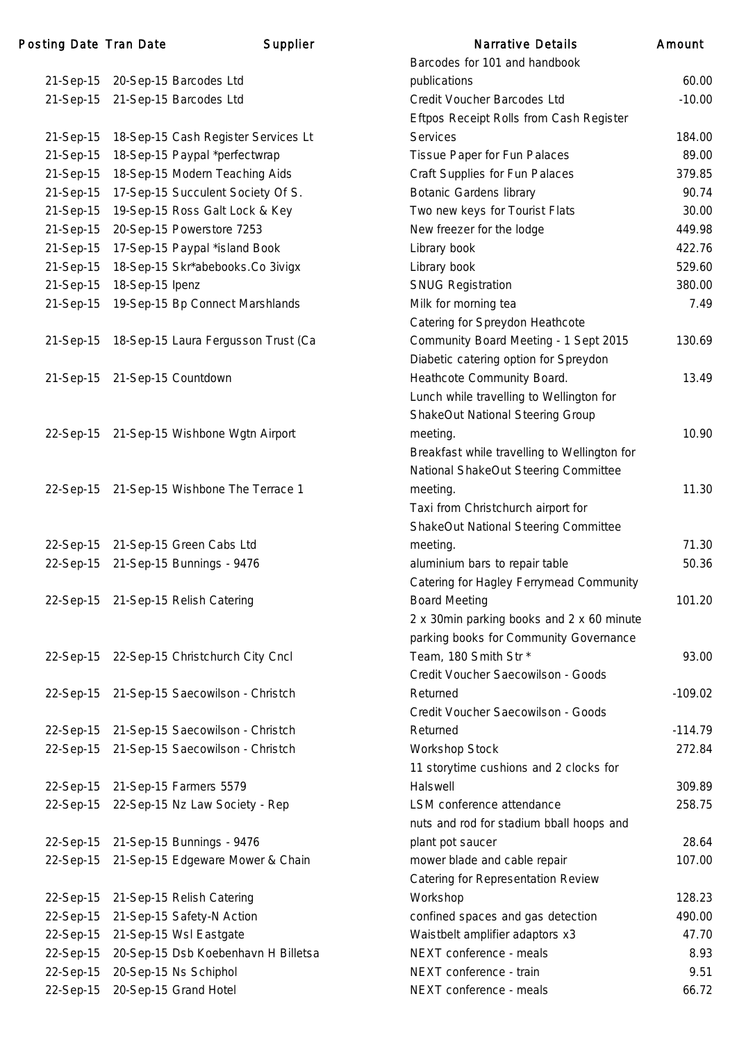| Posting Date | Tran Date | Supplier | Narrative Details | Amount |
|---|---|---|---|---|
| 21-Sep-15 | 20-Sep-15 | Barcodes Ltd | Barcodes for 101 and handbook publications | 60.00 |
| 21-Sep-15 | 21-Sep-15 | Barcodes Ltd | Credit Voucher Barcodes Ltd | -10.00 |
| 21-Sep-15 | 18-Sep-15 | Cash Register Services Lt | Eftpos Receipt Rolls from Cash Register Services | 184.00 |
| 21-Sep-15 | 18-Sep-15 | Paypal *perfectwrap | Tissue Paper for Fun Palaces | 89.00 |
| 21-Sep-15 | 18-Sep-15 | Modern Teaching Aids | Craft Supplies for Fun Palaces | 379.85 |
| 21-Sep-15 | 17-Sep-15 | Succulent Society Of S. | Botanic Gardens library | 90.74 |
| 21-Sep-15 | 19-Sep-15 | Ross Galt Lock & Key | Two new keys for Tourist Flats | 30.00 |
| 21-Sep-15 | 20-Sep-15 | Powerstore 7253 | New freezer for the lodge | 449.98 |
| 21-Sep-15 | 17-Sep-15 | Paypal *island Book | Library book | 422.76 |
| 21-Sep-15 | 18-Sep-15 | Skr*abebooks.Co 3ivigx | Library book | 529.60 |
| 21-Sep-15 | 18-Sep-15 | Ipenz | SNUG Registration | 380.00 |
| 21-Sep-15 | 19-Sep-15 | Bp Connect Marshlands | Milk for morning tea | 7.49 |
| 21-Sep-15 | 18-Sep-15 | Laura Fergusson Trust (Ca | Catering for Spreydon Heathcote Community Board Meeting - 1 Sept 2015 | 130.69 |
| 21-Sep-15 | 21-Sep-15 | Countdown | Diabetic catering option for Spreydon Heathcote Community Board. | 13.49 |
| 22-Sep-15 | 21-Sep-15 | Wishbone Wgtn Airport | Lunch while travelling to Wellington for ShakeOut National Steering Group meeting. | 10.90 |
| 22-Sep-15 | 21-Sep-15 | Wishbone The Terrace 1 | Breakfast while travelling to Wellington for National ShakeOut Steering Committee meeting. | 11.30 |
| 22-Sep-15 | 21-Sep-15 | Green Cabs Ltd | Taxi from Christchurch airport for ShakeOut National Steering Committee meeting. | 71.30 |
| 22-Sep-15 | 21-Sep-15 | Bunnings - 9476 | aluminium bars to repair table | 50.36 |
| 22-Sep-15 | 21-Sep-15 | Relish Catering | Catering for Hagley Ferrymead Community Board Meeting | 101.20 |
| 22-Sep-15 | 22-Sep-15 | Christchurch City Cncl | 2 x 30min parking books and 2 x 60 minute parking books for Community Governance Team, 180 Smith Str * | 93.00 |
| 22-Sep-15 | 21-Sep-15 | Saecowilson - Christch | Credit Voucher Saecowilson - Goods Returned | -109.02 |
| 22-Sep-15 | 21-Sep-15 | Saecowilson - Christch | Credit Voucher Saecowilson - Goods Returned | -114.79 |
| 22-Sep-15 | 21-Sep-15 | Saecowilson - Christch | Workshop Stock | 272.84 |
| 22-Sep-15 | 21-Sep-15 | Farmers 5579 | 11 storytime cushions and 2 clocks for Halswell | 309.89 |
| 22-Sep-15 | 22-Sep-15 | Nz Law Society - Rep | LSM conference attendance | 258.75 |
| 22-Sep-15 | 21-Sep-15 | Bunnings - 9476 | nuts and rod for stadium bball hoops and plant pot saucer | 28.64 |
| 22-Sep-15 | 21-Sep-15 | Edgeware Mower & Chain | mower blade and cable repair | 107.00 |
| 22-Sep-15 | 21-Sep-15 | Relish Catering | Catering for Representation Review Workshop | 128.23 |
| 22-Sep-15 | 21-Sep-15 | Safety-N Action | confined spaces and gas detection | 490.00 |
| 22-Sep-15 | 21-Sep-15 | Wsl Eastgate | Waistbelt amplifier adaptors x3 | 47.70 |
| 22-Sep-15 | 20-Sep-15 | Dsb Koebenhavn H Billetsa | NEXT conference - meals | 8.93 |
| 22-Sep-15 | 20-Sep-15 | Ns Schiphol | NEXT conference - train | 9.51 |
| 22-Sep-15 | 20-Sep-15 | Grand Hotel | NEXT conference - meals | 66.72 |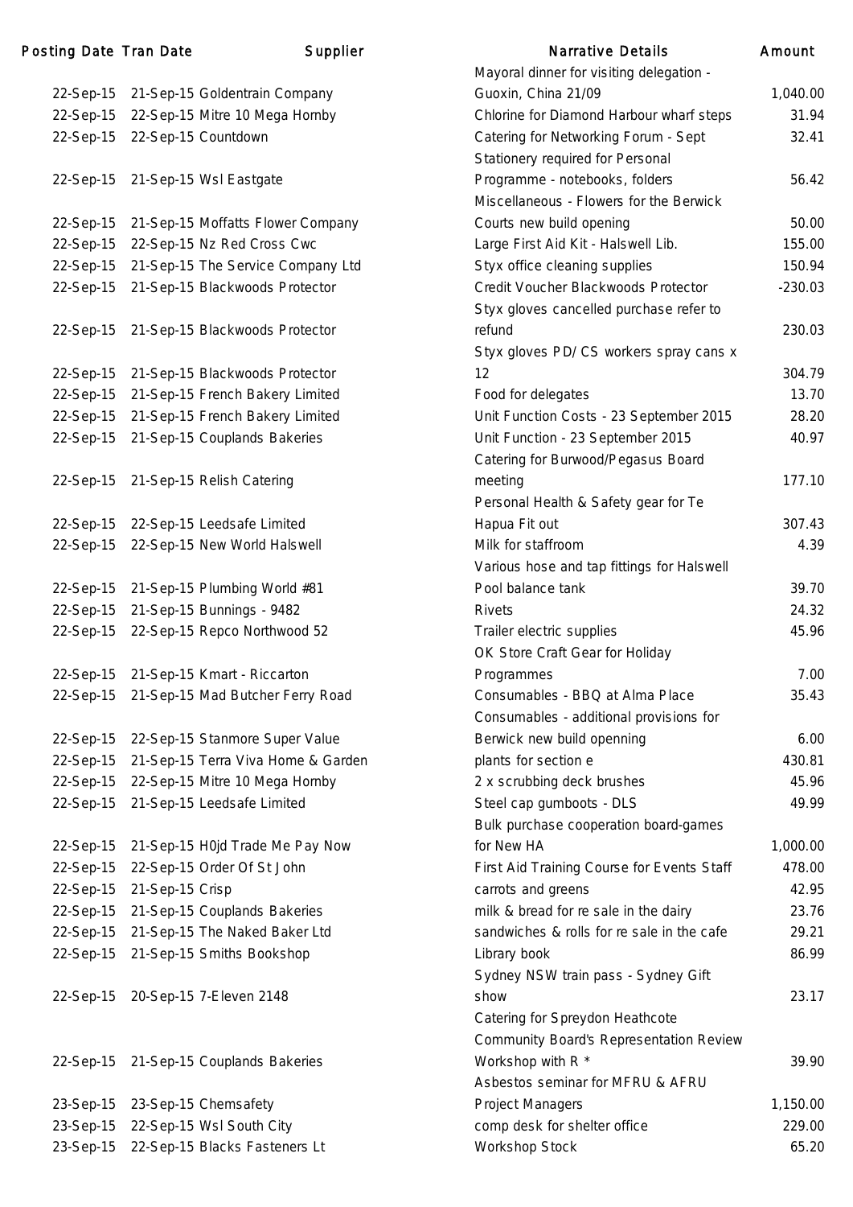| Posting Date | Tran Date | Supplier | Narrative Details | Amount |
|---|---|---|---|---|
| 22-Sep-15 | 21-Sep-15 | Goldentrain Company | Mayoral dinner for visiting delegation - Guoxin, China 21/09 | 1,040.00 |
| 22-Sep-15 | 22-Sep-15 | Mitre 10 Mega Hornby | Chlorine for Diamond Harbour wharf steps | 31.94 |
| 22-Sep-15 | 22-Sep-15 | Countdown | Catering for Networking Forum - Sept | 32.41 |
| 22-Sep-15 | 21-Sep-15 | Wsl Eastgate | Stationery required for Personal Programme - notebooks, folders | 56.42 |
| 22-Sep-15 | 21-Sep-15 | Moffatts Flower Company | Miscellaneous - Flowers for the Berwick Courts new build opening | 50.00 |
| 22-Sep-15 | 22-Sep-15 | Nz Red Cross Cwc | Large First Aid Kit - Halswell Lib. | 155.00 |
| 22-Sep-15 | 21-Sep-15 | The Service Company Ltd | Styx office cleaning supplies | 150.94 |
| 22-Sep-15 | 21-Sep-15 | Blackwoods Protector | Credit Voucher Blackwoods Protector | -230.03 |
| 22-Sep-15 | 21-Sep-15 | Blackwoods Protector | Styx gloves cancelled purchase refer to refund | 230.03 |
| 22-Sep-15 | 21-Sep-15 | Blackwoods Protector | Styx gloves PD/CS workers spray cans x 12 | 304.79 |
| 22-Sep-15 | 21-Sep-15 | French Bakery Limited | Food for delegates | 13.70 |
| 22-Sep-15 | 21-Sep-15 | French Bakery Limited | Unit Function Costs - 23 September 2015 | 28.20 |
| 22-Sep-15 | 21-Sep-15 | Couplands Bakeries | Unit Function - 23 September 2015 | 40.97 |
| 22-Sep-15 | 21-Sep-15 | Relish Catering | Catering for Burwood/Pegasus Board meeting | 177.10 |
| 22-Sep-15 | 22-Sep-15 | Leedsafe Limited | Personal Health & Safety gear for Te Hapua Fit out | 307.43 |
| 22-Sep-15 | 22-Sep-15 | New World Halswell | Milk for staffroom | 4.39 |
| 22-Sep-15 | 21-Sep-15 | Plumbing World #81 | Various hose and tap fittings for Halswell Pool balance tank | 39.70 |
| 22-Sep-15 | 21-Sep-15 | Bunnings - 9482 | Rivets | 24.32 |
| 22-Sep-15 | 22-Sep-15 | Repco Northwood 52 | Trailer electric supplies | 45.96 |
| 22-Sep-15 | 21-Sep-15 | Kmart - Riccarton | OK Store Craft Gear for Holiday Programmes | 7.00 |
| 22-Sep-15 | 21-Sep-15 | Mad Butcher Ferry Road | Consumables - BBQ at Alma Place | 35.43 |
| 22-Sep-15 | 22-Sep-15 | Stanmore Super Value | Consumables - additional provisions for Berwick new build openning | 6.00 |
| 22-Sep-15 | 21-Sep-15 | Terra Viva Home & Garden | plants for section e | 430.81 |
| 22-Sep-15 | 22-Sep-15 | Mitre 10 Mega Hornby | 2 x scrubbing deck brushes | 45.96 |
| 22-Sep-15 | 21-Sep-15 | Leedsafe Limited | Steel cap gumboots - DLS | 49.99 |
| 22-Sep-15 | 21-Sep-15 | H0jd Trade Me Pay Now | Bulk purchase cooperation board-games for New HA | 1,000.00 |
| 22-Sep-15 | 22-Sep-15 | Order Of St John | First Aid Training Course for Events Staff | 478.00 |
| 22-Sep-15 | 21-Sep-15 | Crisp | carrots and greens | 42.95 |
| 22-Sep-15 | 21-Sep-15 | Couplands Bakeries | milk & bread for re sale in the dairy | 23.76 |
| 22-Sep-15 | 21-Sep-15 | The Naked Baker Ltd | sandwiches & rolls for re sale in the cafe | 29.21 |
| 22-Sep-15 | 21-Sep-15 | Smiths Bookshop | Library book | 86.99 |
| 22-Sep-15 | 20-Sep-15 | 7-Eleven 2148 | Sydney NSW train pass - Sydney Gift show | 23.17 |
| 22-Sep-15 | 21-Sep-15 | Couplands Bakeries | Catering for Spreydon Heathcote Community Board's Representation Review Workshop with R * | 39.90 |
| 23-Sep-15 | 23-Sep-15 | Chemsafety | Asbestos seminar for MFRU & AFRU Project Managers | 1,150.00 |
| 23-Sep-15 | 22-Sep-15 | Wsl South City | comp desk for shelter office | 229.00 |
| 23-Sep-15 | 22-Sep-15 | Blacks Fasteners Lt | Workshop Stock | 65.20 |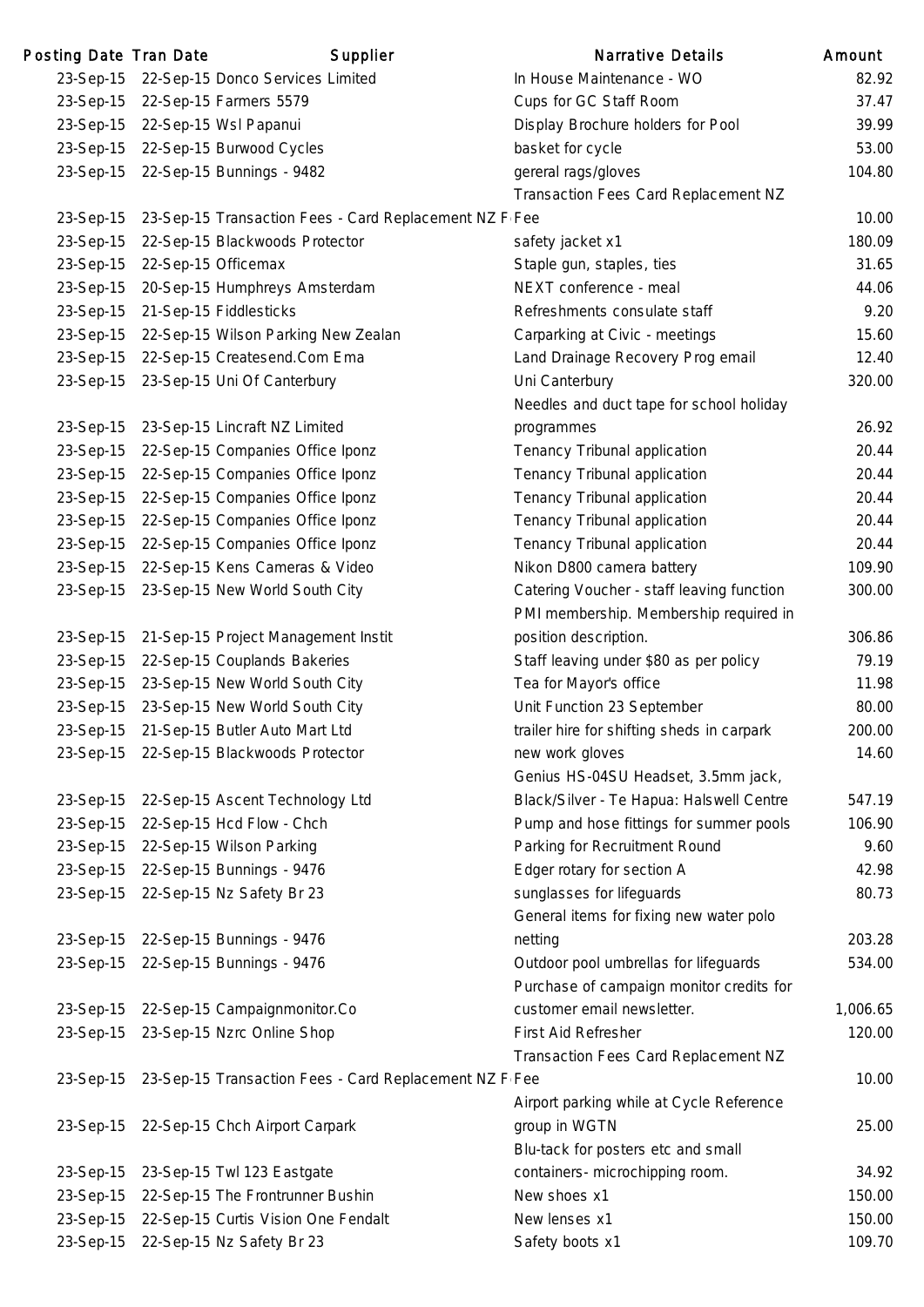| Posting Date | Tran Date | Supplier | Narrative Details | Amount |
|---|---|---|---|---|
| 23-Sep-15 | 22-Sep-15 | Donco Services Limited | In House Maintenance - WO | 82.92 |
| 23-Sep-15 | 22-Sep-15 | Farmers 5579 | Cups for GC Staff Room | 37.47 |
| 23-Sep-15 | 22-Sep-15 | Wsl Papanui | Display Brochure holders for Pool | 39.99 |
| 23-Sep-15 | 22-Sep-15 | Burwood Cycles | basket for cycle | 53.00 |
| 23-Sep-15 | 22-Sep-15 | Bunnings - 9482 | gereral rags/gloves | 104.80 |
| 23-Sep-15 | 23-Sep-15 | Transaction Fees - Card Replacement NZ F | Transaction Fees Card Replacement NZ Fee | 10.00 |
| 23-Sep-15 | 22-Sep-15 | Blackwoods Protector | safety jacket x1 | 180.09 |
| 23-Sep-15 | 22-Sep-15 | Officemax | Staple gun, staples, ties | 31.65 |
| 23-Sep-15 | 20-Sep-15 | Humphreys Amsterdam | NEXT conference - meal | 44.06 |
| 23-Sep-15 | 21-Sep-15 | Fiddlesticks | Refreshments consulate staff | 9.20 |
| 23-Sep-15 | 22-Sep-15 | Wilson Parking New Zealan | Carparking at Civic - meetings | 15.60 |
| 23-Sep-15 | 22-Sep-15 | Createsend.Com Ema | Land Drainage Recovery Prog email | 12.40 |
| 23-Sep-15 | 23-Sep-15 | Uni Of Canterbury | Uni Canterbury | 320.00 |
| 23-Sep-15 | 23-Sep-15 | Lincraft NZ Limited | Needles and duct tape for school holiday programmes | 26.92 |
| 23-Sep-15 | 22-Sep-15 | Companies Office Iponz | Tenancy Tribunal application | 20.44 |
| 23-Sep-15 | 22-Sep-15 | Companies Office Iponz | Tenancy Tribunal application | 20.44 |
| 23-Sep-15 | 22-Sep-15 | Companies Office Iponz | Tenancy Tribunal application | 20.44 |
| 23-Sep-15 | 22-Sep-15 | Companies Office Iponz | Tenancy Tribunal application | 20.44 |
| 23-Sep-15 | 22-Sep-15 | Companies Office Iponz | Tenancy Tribunal application | 20.44 |
| 23-Sep-15 | 22-Sep-15 | Kens Cameras & Video | Nikon D800 camera battery | 109.90 |
| 23-Sep-15 | 23-Sep-15 | New World South City | Catering Voucher - staff leaving function | 300.00 |
| 23-Sep-15 | 21-Sep-15 | Project Management Instit | PMI membership. Membership required in position description. | 306.86 |
| 23-Sep-15 | 22-Sep-15 | Couplands Bakeries | Staff leaving under $80 as per policy | 79.19 |
| 23-Sep-15 | 23-Sep-15 | New World South City | Tea for Mayor's office | 11.98 |
| 23-Sep-15 | 23-Sep-15 | New World South City | Unit Function 23 September | 80.00 |
| 23-Sep-15 | 21-Sep-15 | Butler Auto Mart Ltd | trailer hire for shifting sheds in carpark | 200.00 |
| 23-Sep-15 | 22-Sep-15 | Blackwoods Protector | new work gloves | 14.60 |
| 23-Sep-15 | 22-Sep-15 | Ascent Technology Ltd | Genius HS-04SU Headset, 3.5mm jack, Black/Silver - Te Hapua: Halswell Centre | 547.19 |
| 23-Sep-15 | 22-Sep-15 | Hcd Flow - Chch | Pump and hose fittings for summer pools | 106.90 |
| 23-Sep-15 | 22-Sep-15 | Wilson Parking | Parking for Recruitment Round | 9.60 |
| 23-Sep-15 | 22-Sep-15 | Bunnings - 9476 | Edger rotary for section A | 42.98 |
| 23-Sep-15 | 22-Sep-15 | Nz Safety Br 23 | sunglasses for lifeguards | 80.73 |
| 23-Sep-15 | 22-Sep-15 | Bunnings - 9476 | General items for fixing new water polo netting | 203.28 |
| 23-Sep-15 | 22-Sep-15 | Bunnings - 9476 | Outdoor pool umbrellas for lifeguards | 534.00 |
| 23-Sep-15 | 22-Sep-15 | Campaignmonitor.Co | Purchase of campaign monitor credits for customer email newsletter. | 1,006.65 |
| 23-Sep-15 | 23-Sep-15 | Nzrc Online Shop | First Aid Refresher | 120.00 |
| 23-Sep-15 | 23-Sep-15 | Transaction Fees - Card Replacement NZ F | Transaction Fees Card Replacement NZ Fee | 10.00 |
| 23-Sep-15 | 22-Sep-15 | Chch Airport Carpark | Airport parking while at Cycle Reference group in WGTN | 25.00 |
| 23-Sep-15 | 23-Sep-15 | Twl 123 Eastgate | Blu-tack for posters etc and small containers- microchipping room. | 34.92 |
| 23-Sep-15 | 22-Sep-15 | The Frontrunner Bushin | New shoes x1 | 150.00 |
| 23-Sep-15 | 22-Sep-15 | Curtis Vision One Fendalt | New lenses x1 | 150.00 |
| 23-Sep-15 | 22-Sep-15 | Nz Safety Br 23 | Safety boots x1 | 109.70 |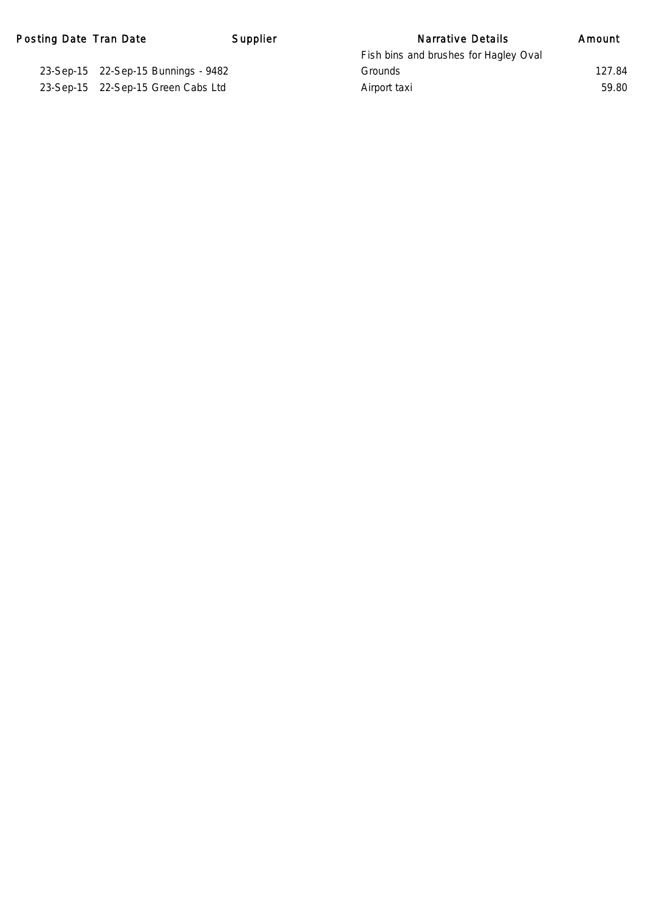| Posting Date | Tran Date | Supplier | Narrative Details | Amount |
|---|---|---|---|---|
| 23-Sep-15 | 22-Sep-15 | Bunnings - 9482 | Fish bins and brushes for Hagley Oval Grounds | 127.84 |
| 23-Sep-15 | 22-Sep-15 | Green Cabs Ltd | Airport taxi | 59.80 |